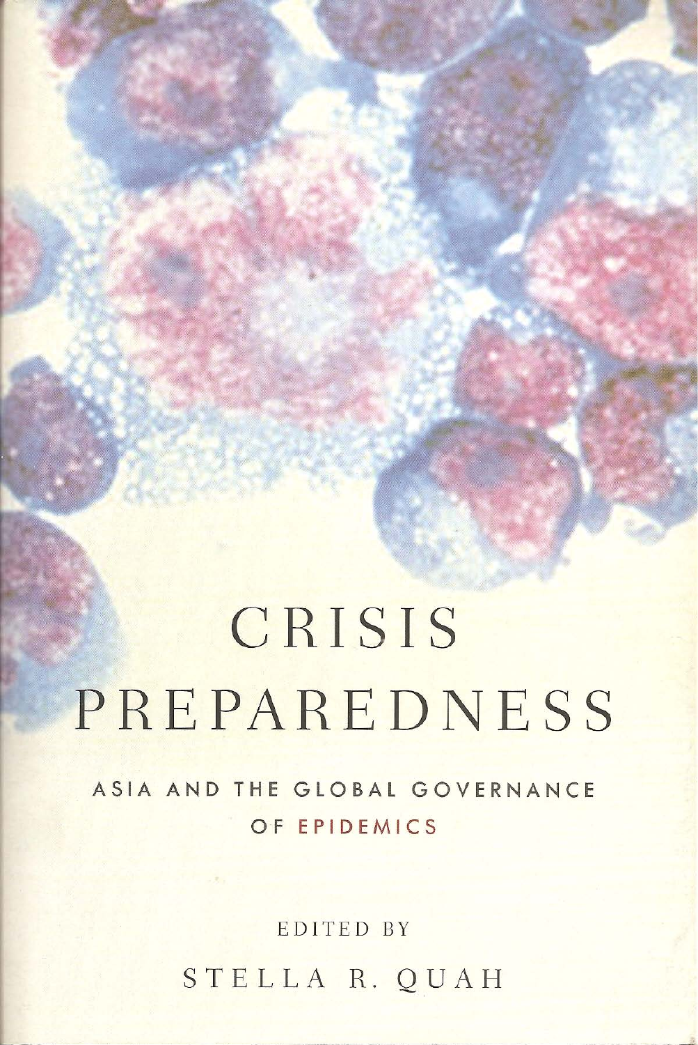# CRISIS PREPAREDNESS

## ASIA AND THE GLOBAL GOVERNANCE OF EPIDEMICS

EDITED BY

STELLA R. QUAH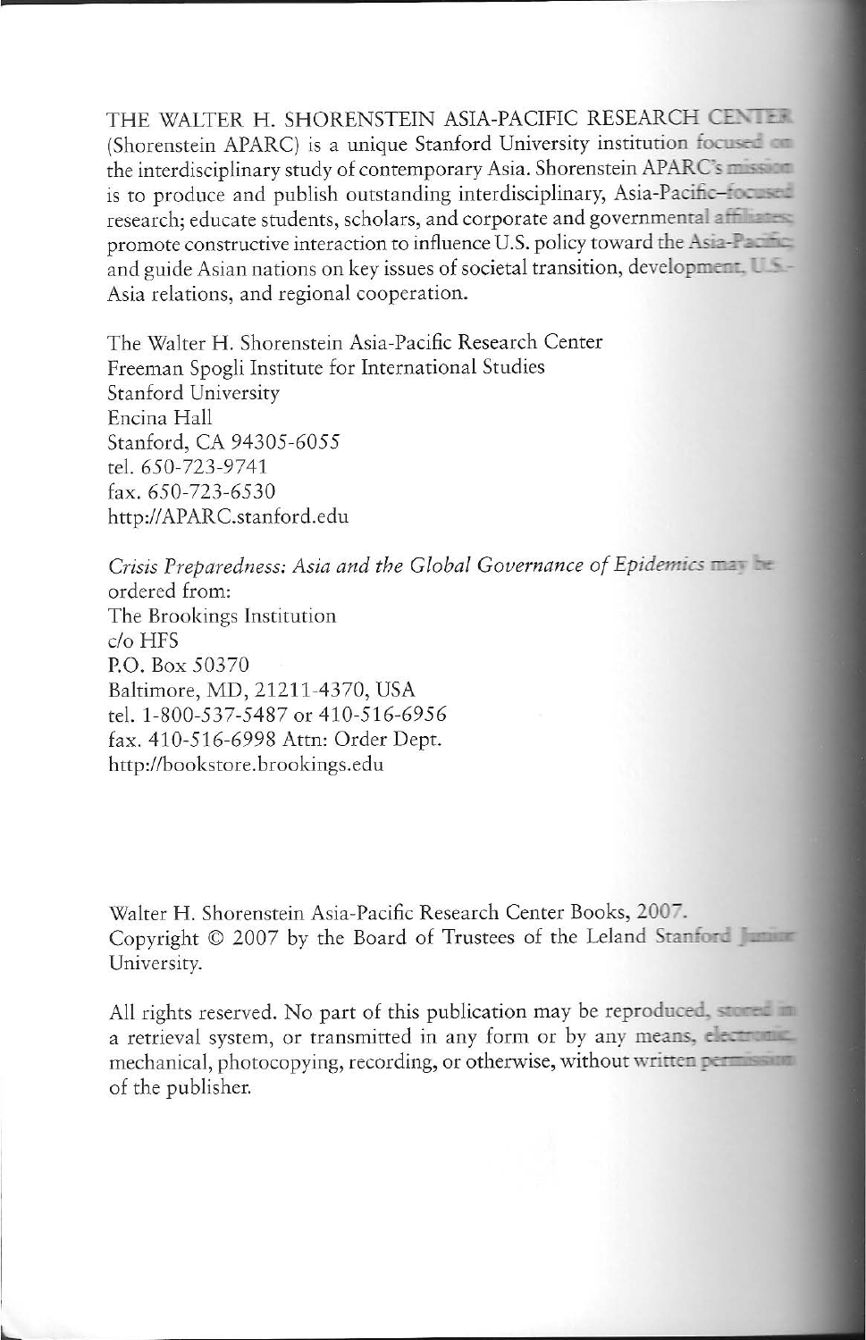THE WALTER H. SHORENSTEIN ASIA-PACIFIC RESEARCH CENTER (Shorenstein APARC) is a unique Stanford University institution focused on the interdisciplinary study of contemporary Asia. Shorenstein APARC's mission is to produce and publish outstanding interdisciplinary, Asia-Pacific–focused research; educate students, scholars, and corporate and governmental affiliates; promote constructive interaction to influence U.S. policy toward the Asia-Pacific; and guide Asian nations on key issues of societal transition, development, U.S.-Asia relations, and regional cooperation.

The Walter H. Shorenstein Asia-Pacific Research Center
Freeman Spogli Institute for International Studies
Stanford University
Encina Hall
Stanford, CA 94305-6055
tel. 650-723-9741
fax. 650-723-6530
http://APARC.stanford.edu

*Crisis Preparedness: Asia and the Global Governance of Epidemics* may be ordered from:
The Brookings Institution
c/o HFS
P.O. Box 50370
Baltimore, MD, 21211-4370, USA
tel. 1-800-537-5487 or 410-516-6956
fax. 410-516-6998 Attn: Order Dept.
http://bookstore.brookings.edu

Walter H. Shorenstein Asia-Pacific Research Center Books, 2007.
Copyright © 2007 by the Board of Trustees of the Leland Stanford Junior University.

All rights reserved. No part of this publication may be reproduced, stored in a retrieval system, or transmitted in any form or by any means, electronic, mechanical, photocopying, recording, or otherwise, without written permission of the publisher.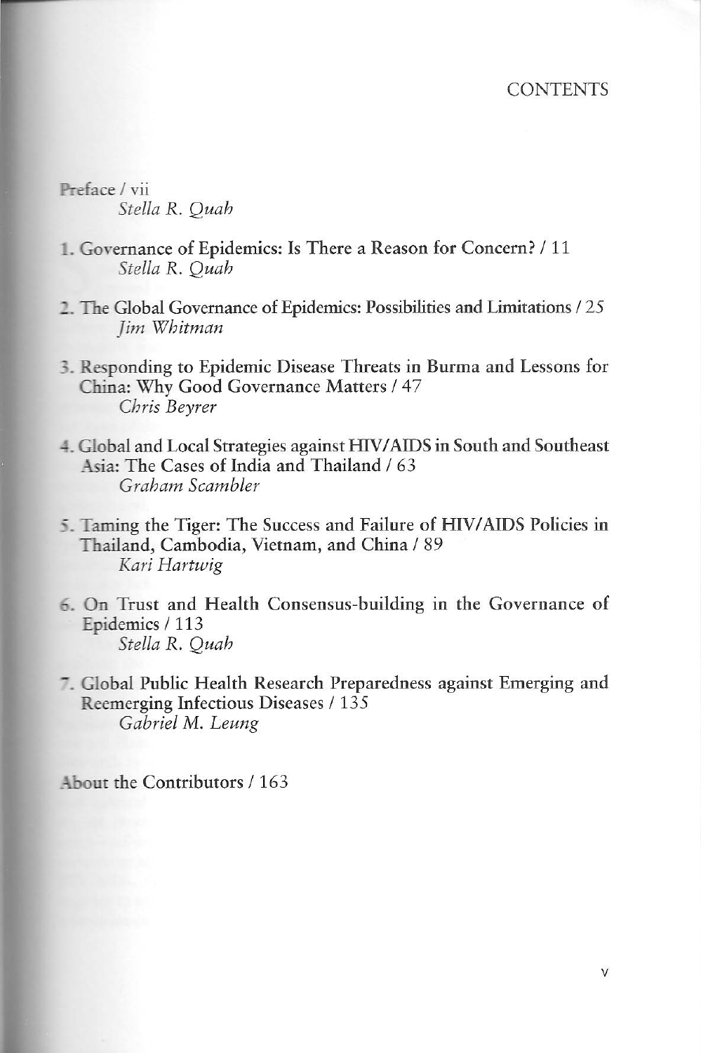# CONTENTS

Preface / vii
*Stella R. Quah*

1. Governance of Epidemics: Is There a Reason for Concern? / 11
   *Stella R. Quah*

2. The Global Governance of Epidemics: Possibilities and Limitations / 25
   *Jim Whitman*

3. Responding to Epidemic Disease Threats in Burma and Lessons for China: Why Good Governance Matters / 47
   *Chris Beyrer*

4. Global and Local Strategies against HIV/AIDS in South and Southeast Asia: The Cases of India and Thailand / 63
   *Graham Scambler*

5. Taming the Tiger: The Success and Failure of HIV/AIDS Policies in Thailand, Cambodia, Vietnam, and China / 89
   *Kari Hartwig*

6. On Trust and Health Consensus-building in the Governance of Epidemics / 113
   *Stella R. Quah*

7. Global Public Health Research Preparedness against Emerging and Reemerging Infectious Diseases / 135
   *Gabriel M. Leung*

About the Contributors / 163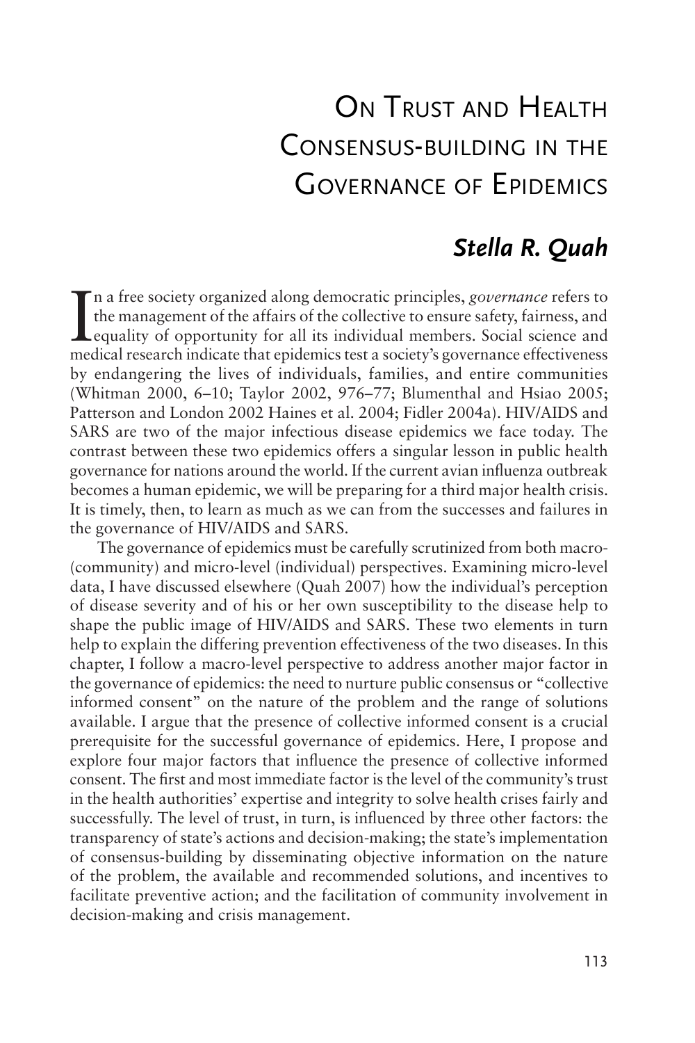# On Trust and Health Consensus-building in the Governance of Epidemics

## *Stella R. Quah*

In a free society organized along democratic principles, *governance* refers to the management of the affairs of the collective to ensure safety, fairness, and equality of opportunity for all its individual members. Social science and medical research indicate that epidemics test a society's governance effectiveness by endangering the lives of individuals, families, and entire communities (Whitman 2000, 6–10; Taylor 2002, 976–77; Blumenthal and Hsiao 2005; Patterson and London 2002 Haines et al. 2004; Fidler 2004a). HIV/AIDS and SARS are two of the major infectious disease epidemics we face today. The contrast between these two epidemics offers a singular lesson in public health governance for nations around the world. If the current avian influenza outbreak becomes a human epidemic, we will be preparing for a third major health crisis. It is timely, then, to learn as much as we can from the successes and failures in the governance of HIV/AIDS and SARS.

The governance of epidemics must be carefully scrutinized from both macro- (community) and micro-level (individual) perspectives. Examining micro-level data, I have discussed elsewhere (Quah 2007) how the individual's perception of disease severity and of his or her own susceptibility to the disease help to shape the public image of HIV/AIDS and SARS. These two elements in turn help to explain the differing prevention effectiveness of the two diseases. In this chapter, I follow a macro-level perspective to address another major factor in the governance of epidemics: the need to nurture public consensus or "collective informed consent" on the nature of the problem and the range of solutions available. I argue that the presence of collective informed consent is a crucial prerequisite for the successful governance of epidemics. Here, I propose and explore four major factors that influence the presence of collective informed consent. The first and most immediate factor is the level of the community's trust in the health authorities' expertise and integrity to solve health crises fairly and successfully. The level of trust, in turn, is influenced by three other factors: the transparency of state's actions and decision-making; the state's implementation of consensus-building by disseminating objective information on the nature of the problem, the available and recommended solutions, and incentives to facilitate preventive action; and the facilitation of community involvement in decision-making and crisis management.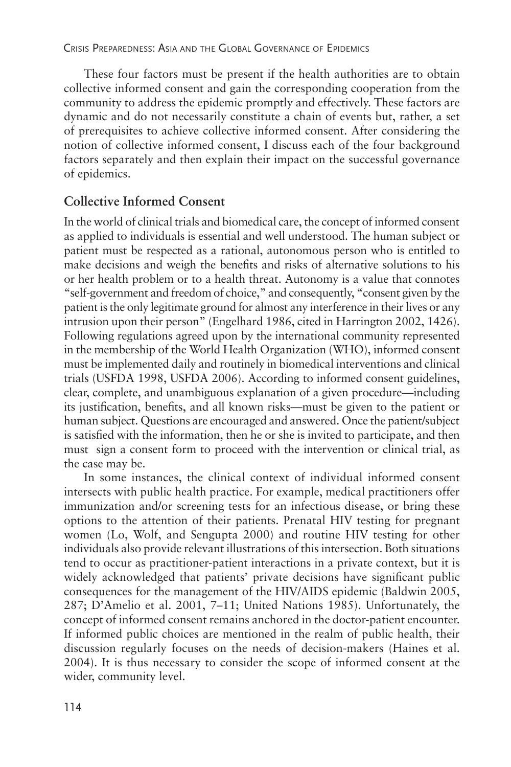These four factors must be present if the health authorities are to obtain collective informed consent and gain the corresponding cooperation from the community to address the epidemic promptly and effectively. These factors are dynamic and do not necessarily constitute a chain of events but, rather, a set of prerequisites to achieve collective informed consent. After considering the notion of collective informed consent, I discuss each of the four background factors separately and then explain their impact on the successful governance of epidemics.

## Collective Informed Consent

In the world of clinical trials and biomedical care, the concept of informed consent as applied to individuals is essential and well understood. The human subject or patient must be respected as a rational, autonomous person who is entitled to make decisions and weigh the benefits and risks of alternative solutions to his or her health problem or to a health threat. Autonomy is a value that connotes "self-government and freedom of choice," and consequently, "consent given by the patient is the only legitimate ground for almost any interference in their lives or any intrusion upon their person" (Engelhard 1986, cited in Harrington 2002, 1426). Following regulations agreed upon by the international community represented in the membership of the World Health Organization (WHO), informed consent must be implemented daily and routinely in biomedical interventions and clinical trials (USFDA 1998, USFDA 2006). According to informed consent guidelines, clear, complete, and unambiguous explanation of a given procedure—including its justification, benefits, and all known risks—must be given to the patient or human subject. Questions are encouraged and answered. Once the patient/subject is satisfied with the information, then he or she is invited to participate, and then must sign a consent form to proceed with the intervention or clinical trial, as the case may be.

In some instances, the clinical context of individual informed consent intersects with public health practice. For example, medical practitioners offer immunization and/or screening tests for an infectious disease, or bring these options to the attention of their patients. Prenatal HIV testing for pregnant women (Lo, Wolf, and Sengupta 2000) and routine HIV testing for other individuals also provide relevant illustrations of this intersection. Both situations tend to occur as practitioner-patient interactions in a private context, but it is widely acknowledged that patients' private decisions have significant public consequences for the management of the HIV/AIDS epidemic (Baldwin 2005, 287; D'Amelio et al. 2001, 7–11; United Nations 1985). Unfortunately, the concept of informed consent remains anchored in the doctor-patient encounter. If informed public choices are mentioned in the realm of public health, their discussion regularly focuses on the needs of decision-makers (Haines et al. 2004). It is thus necessary to consider the scope of informed consent at the wider, community level.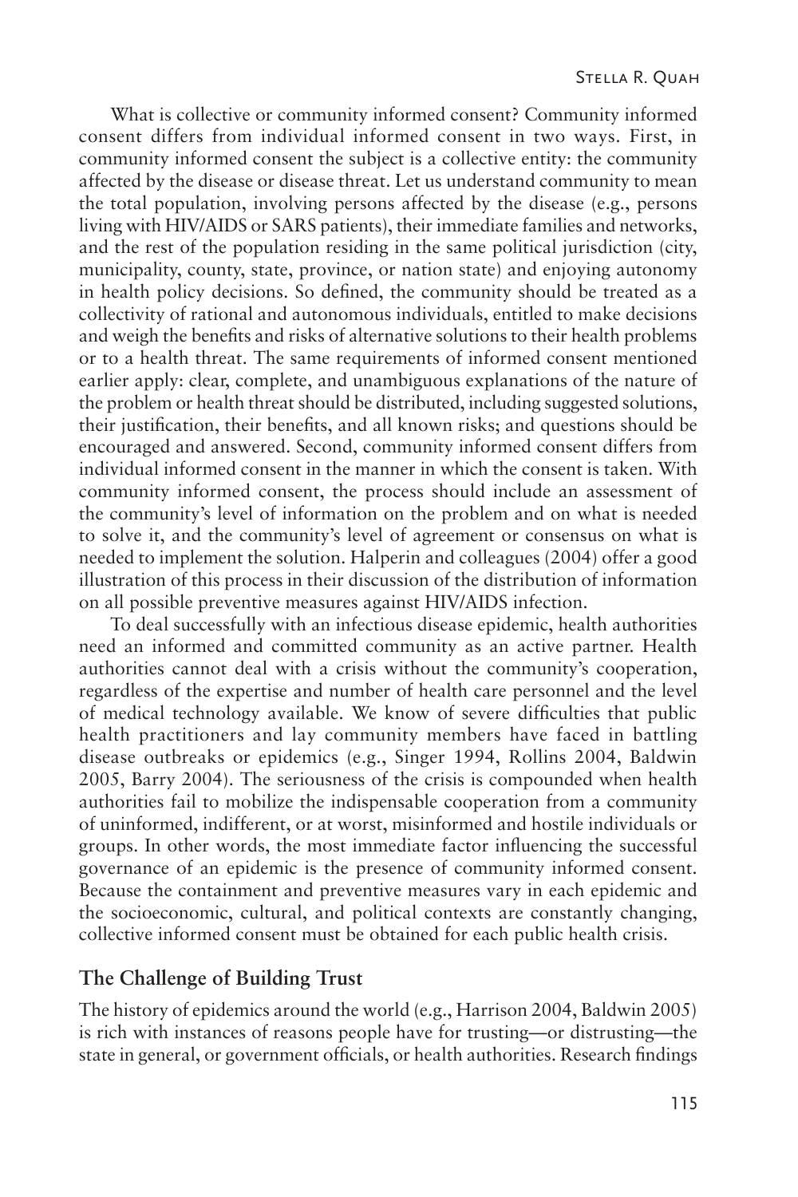What is collective or community informed consent? Community informed consent differs from individual informed consent in two ways. First, in community informed consent the subject is a collective entity: the community affected by the disease or disease threat. Let us understand community to mean the total population, involving persons affected by the disease (e.g., persons living with HIV/AIDS or SARS patients), their immediate families and networks, and the rest of the population residing in the same political jurisdiction (city, municipality, county, state, province, or nation state) and enjoying autonomy in health policy decisions. So defined, the community should be treated as a collectivity of rational and autonomous individuals, entitled to make decisions and weigh the benefits and risks of alternative solutions to their health problems or to a health threat. The same requirements of informed consent mentioned earlier apply: clear, complete, and unambiguous explanations of the nature of the problem or health threat should be distributed, including suggested solutions, their justification, their benefits, and all known risks; and questions should be encouraged and answered. Second, community informed consent differs from individual informed consent in the manner in which the consent is taken. With community informed consent, the process should include an assessment of the community's level of information on the problem and on what is needed to solve it, and the community's level of agreement or consensus on what is needed to implement the solution. Halperin and colleagues (2004) offer a good illustration of this process in their discussion of the distribution of information on all possible preventive measures against HIV/AIDS infection.

To deal successfully with an infectious disease epidemic, health authorities need an informed and committed community as an active partner. Health authorities cannot deal with a crisis without the community's cooperation, regardless of the expertise and number of health care personnel and the level of medical technology available. We know of severe difficulties that public health practitioners and lay community members have faced in battling disease outbreaks or epidemics (e.g., Singer 1994, Rollins 2004, Baldwin 2005, Barry 2004). The seriousness of the crisis is compounded when health authorities fail to mobilize the indispensable cooperation from a community of uninformed, indifferent, or at worst, misinformed and hostile individuals or groups. In other words, the most immediate factor influencing the successful governance of an epidemic is the presence of community informed consent. Because the containment and preventive measures vary in each epidemic and the socioeconomic, cultural, and political contexts are constantly changing, collective informed consent must be obtained for each public health crisis.

## The Challenge of Building Trust

The history of epidemics around the world (e.g., Harrison 2004, Baldwin 2005) is rich with instances of reasons people have for trusting—or distrusting—the state in general, or government officials, or health authorities. Research findings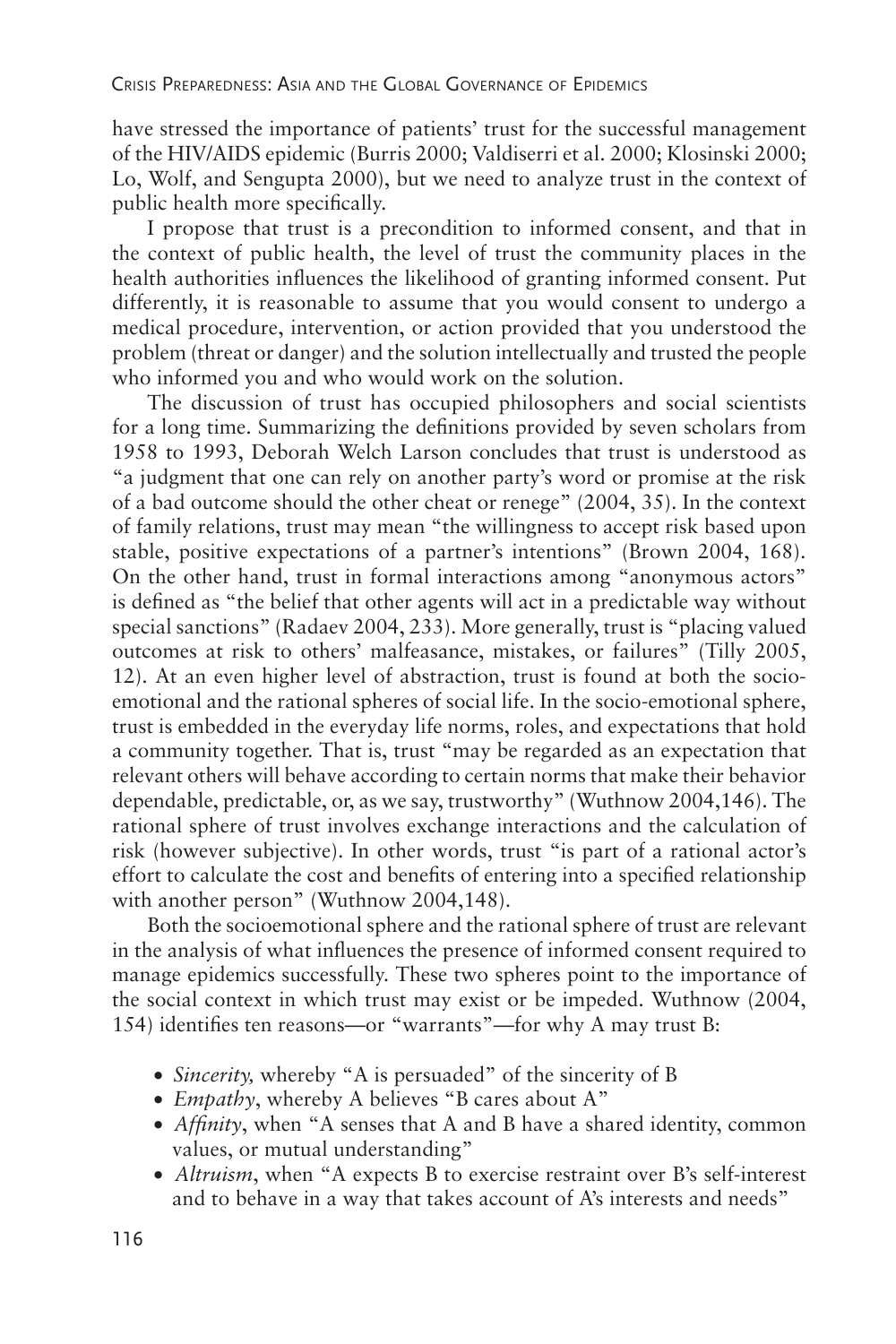have stressed the importance of patients' trust for the successful management of the HIV/AIDS epidemic (Burris 2000; Valdiserri et al. 2000; Klosinski 2000; Lo, Wolf, and Sengupta 2000), but we need to analyze trust in the context of public health more specifically.

I propose that trust is a precondition to informed consent, and that in the context of public health, the level of trust the community places in the health authorities influences the likelihood of granting informed consent. Put differently, it is reasonable to assume that you would consent to undergo a medical procedure, intervention, or action provided that you understood the problem (threat or danger) and the solution intellectually and trusted the people who informed you and who would work on the solution.

The discussion of trust has occupied philosophers and social scientists for a long time. Summarizing the definitions provided by seven scholars from 1958 to 1993, Deborah Welch Larson concludes that trust is understood as "a judgment that one can rely on another party's word or promise at the risk of a bad outcome should the other cheat or renege" (2004, 35). In the context of family relations, trust may mean "the willingness to accept risk based upon stable, positive expectations of a partner's intentions" (Brown 2004, 168). On the other hand, trust in formal interactions among "anonymous actors" is defined as "the belief that other agents will act in a predictable way without special sanctions" (Radaev 2004, 233). More generally, trust is "placing valued outcomes at risk to others' malfeasance, mistakes, or failures" (Tilly 2005, 12). At an even higher level of abstraction, trust is found at both the socio-emotional and the rational spheres of social life. In the socio-emotional sphere, trust is embedded in the everyday life norms, roles, and expectations that hold a community together. That is, trust "may be regarded as an expectation that relevant others will behave according to certain norms that make their behavior dependable, predictable, or, as we say, trustworthy" (Wuthnow 2004,146). The rational sphere of trust involves exchange interactions and the calculation of risk (however subjective). In other words, trust "is part of a rational actor's effort to calculate the cost and benefits of entering into a specified relationship with another person" (Wuthnow 2004,148).

Both the socioemotional sphere and the rational sphere of trust are relevant in the analysis of what influences the presence of informed consent required to manage epidemics successfully. These two spheres point to the importance of the social context in which trust may exist or be impeded. Wuthnow (2004, 154) identifies ten reasons—or "warrants"—for why A may trust B:

- *Sincerity,* whereby "A is persuaded" of the sincerity of B
- *Empathy*, whereby A believes "B cares about A"
- *Affinity*, when "A senses that A and B have a shared identity, common values, or mutual understanding"
- *Altruism*, when "A expects B to exercise restraint over B's self-interest and to behave in a way that takes account of A's interests and needs"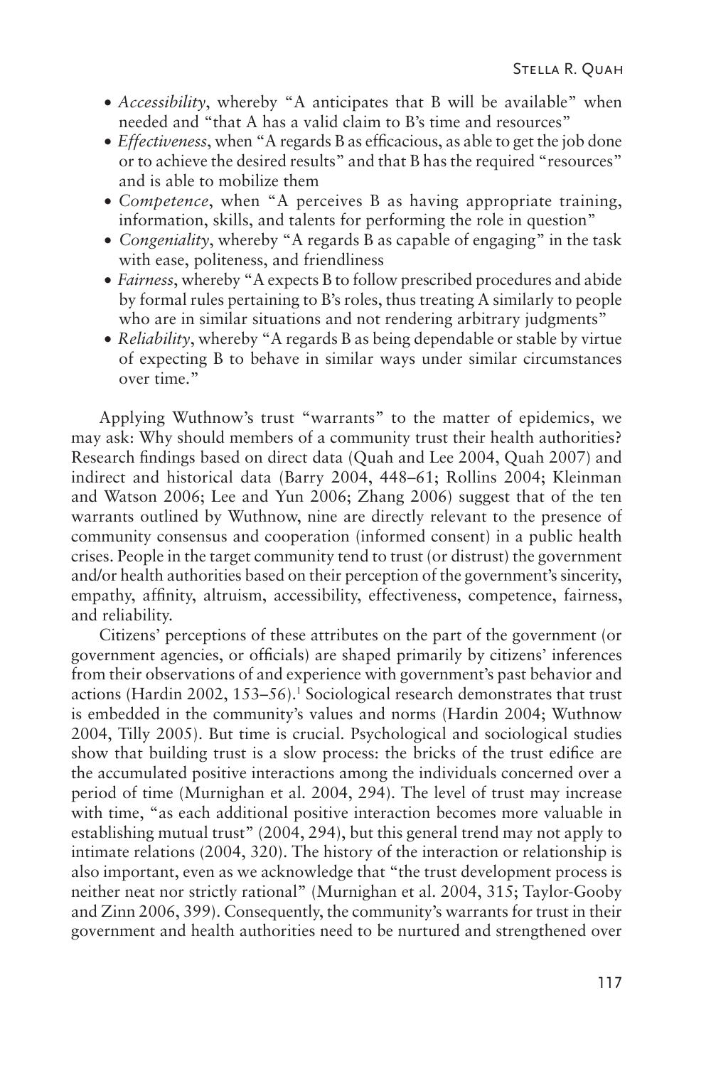- *Accessibility*, whereby "A anticipates that B will be available" when needed and "that A has a valid claim to B's time and resources"
- *Effectiveness*, when "A regards B as efficacious, as able to get the job done or to achieve the desired results" and that B has the required "resources" and is able to mobilize them
- *Competence*, when "A perceives B as having appropriate training, information, skills, and talents for performing the role in question"
- *Congeniality*, whereby "A regards B as capable of engaging" in the task with ease, politeness, and friendliness
- *Fairness*, whereby "A expects B to follow prescribed procedures and abide by formal rules pertaining to B's roles, thus treating A similarly to people who are in similar situations and not rendering arbitrary judgments"
- *Reliability*, whereby "A regards B as being dependable or stable by virtue of expecting B to behave in similar ways under similar circumstances over time."

Applying Wuthnow's trust "warrants" to the matter of epidemics, we may ask: Why should members of a community trust their health authorities? Research findings based on direct data (Quah and Lee 2004, Quah 2007) and indirect and historical data (Barry 2004, 448–61; Rollins 2004; Kleinman and Watson 2006; Lee and Yun 2006; Zhang 2006) suggest that of the ten warrants outlined by Wuthnow, nine are directly relevant to the presence of community consensus and cooperation (informed consent) in a public health crises. People in the target community tend to trust (or distrust) the government and/or health authorities based on their perception of the government's sincerity, empathy, affinity, altruism, accessibility, effectiveness, competence, fairness, and reliability.

Citizens' perceptions of these attributes on the part of the government (or government agencies, or officials) are shaped primarily by citizens' inferences from their observations of and experience with government's past behavior and actions (Hardin 2002, 153–56).[1] Sociological research demonstrates that trust is embedded in the community's values and norms (Hardin 2004; Wuthnow 2004, Tilly 2005). But time is crucial. Psychological and sociological studies show that building trust is a slow process: the bricks of the trust edifice are the accumulated positive interactions among the individuals concerned over a period of time (Murnighan et al. 2004, 294). The level of trust may increase with time, "as each additional positive interaction becomes more valuable in establishing mutual trust" (2004, 294), but this general trend may not apply to intimate relations (2004, 320). The history of the interaction or relationship is also important, even as we acknowledge that "the trust development process is neither neat nor strictly rational" (Murnighan et al. 2004, 315; Taylor-Gooby and Zinn 2006, 399). Consequently, the community's warrants for trust in their government and health authorities need to be nurtured and strengthened over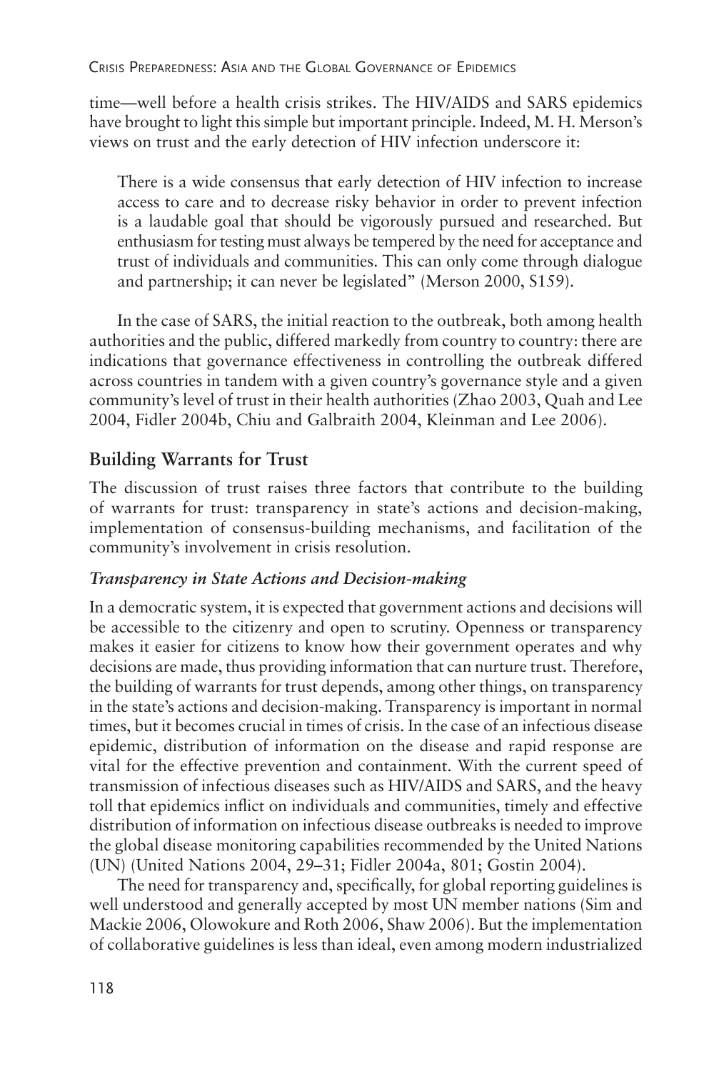time—well before a health crisis strikes. The HIV/AIDS and SARS epidemics have brought to light this simple but important principle. Indeed, M. H. Merson's views on trust and the early detection of HIV infection underscore it:

> There is a wide consensus that early detection of HIV infection to increase access to care and to decrease risky behavior in order to prevent infection is a laudable goal that should be vigorously pursued and researched. But enthusiasm for testing must always be tempered by the need for acceptance and trust of individuals and communities. This can only come through dialogue and partnership; it can never be legislated" (Merson 2000, S159).

In the case of SARS, the initial reaction to the outbreak, both among health authorities and the public, differed markedly from country to country: there are indications that governance effectiveness in controlling the outbreak differed across countries in tandem with a given country's governance style and a given community's level of trust in their health authorities (Zhao 2003, Quah and Lee 2004, Fidler 2004b, Chiu and Galbraith 2004, Kleinman and Lee 2006).

## Building Warrants for Trust

The discussion of trust raises three factors that contribute to the building of warrants for trust: transparency in state's actions and decision-making, implementation of consensus-building mechanisms, and facilitation of the community's involvement in crisis resolution.

### *Transparency in State Actions and Decision-making*

In a democratic system, it is expected that government actions and decisions will be accessible to the citizenry and open to scrutiny. Openness or transparency makes it easier for citizens to know how their government operates and why decisions are made, thus providing information that can nurture trust. Therefore, the building of warrants for trust depends, among other things, on transparency in the state's actions and decision-making. Transparency is important in normal times, but it becomes crucial in times of crisis. In the case of an infectious disease epidemic, distribution of information on the disease and rapid response are vital for the effective prevention and containment. With the current speed of transmission of infectious diseases such as HIV/AIDS and SARS, and the heavy toll that epidemics inflict on individuals and communities, timely and effective distribution of information on infectious disease outbreaks is needed to improve the global disease monitoring capabilities recommended by the United Nations (UN) (United Nations 2004, 29–31; Fidler 2004a, 801; Gostin 2004).

The need for transparency and, specifically, for global reporting guidelines is well understood and generally accepted by most UN member nations (Sim and Mackie 2006, Olowokure and Roth 2006, Shaw 2006). But the implementation of collaborative guidelines is less than ideal, even among modern industrialized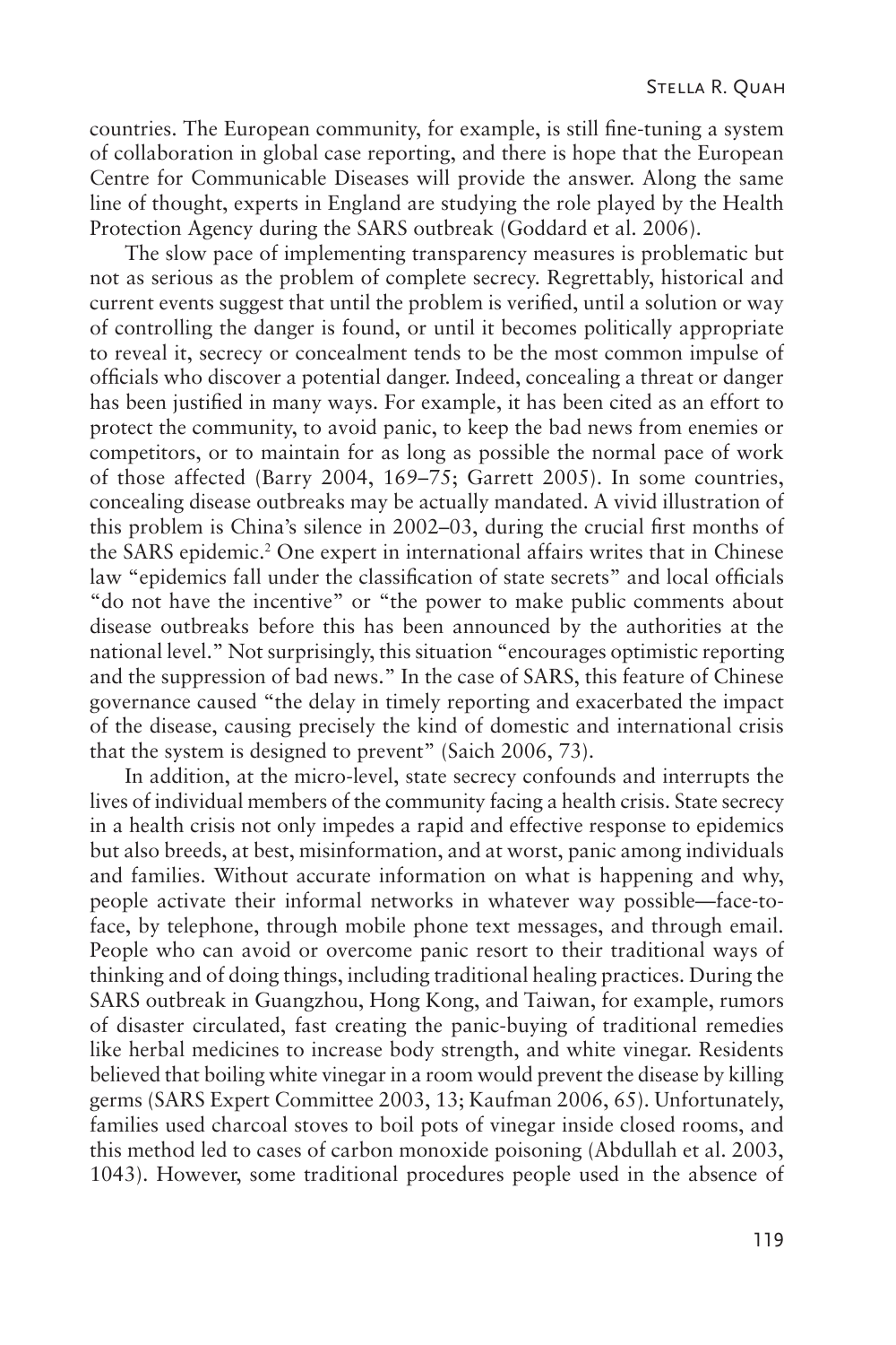countries. The European community, for example, is still fine-tuning a system of collaboration in global case reporting, and there is hope that the European Centre for Communicable Diseases will provide the answer. Along the same line of thought, experts in England are studying the role played by the Health Protection Agency during the SARS outbreak (Goddard et al. 2006).

The slow pace of implementing transparency measures is problematic but not as serious as the problem of complete secrecy. Regrettably, historical and current events suggest that until the problem is verified, until a solution or way of controlling the danger is found, or until it becomes politically appropriate to reveal it, secrecy or concealment tends to be the most common impulse of officials who discover a potential danger. Indeed, concealing a threat or danger has been justified in many ways. For example, it has been cited as an effort to protect the community, to avoid panic, to keep the bad news from enemies or competitors, or to maintain for as long as possible the normal pace of work of those affected (Barry 2004, 169–75; Garrett 2005). In some countries, concealing disease outbreaks may be actually mandated. A vivid illustration of this problem is China's silence in 2002–03, during the crucial first months of the SARS epidemic.[2] One expert in international affairs writes that in Chinese law "epidemics fall under the classification of state secrets" and local officials "do not have the incentive" or "the power to make public comments about disease outbreaks before this has been announced by the authorities at the national level." Not surprisingly, this situation "encourages optimistic reporting and the suppression of bad news." In the case of SARS, this feature of Chinese governance caused "the delay in timely reporting and exacerbated the impact of the disease, causing precisely the kind of domestic and international crisis that the system is designed to prevent" (Saich 2006, 73).

In addition, at the micro-level, state secrecy confounds and interrupts the lives of individual members of the community facing a health crisis. State secrecy in a health crisis not only impedes a rapid and effective response to epidemics but also breeds, at best, misinformation, and at worst, panic among individuals and families. Without accurate information on what is happening and why, people activate their informal networks in whatever way possible—face-to-face, by telephone, through mobile phone text messages, and through email. People who can avoid or overcome panic resort to their traditional ways of thinking and of doing things, including traditional healing practices. During the SARS outbreak in Guangzhou, Hong Kong, and Taiwan, for example, rumors of disaster circulated, fast creating the panic-buying of traditional remedies like herbal medicines to increase body strength, and white vinegar. Residents believed that boiling white vinegar in a room would prevent the disease by killing germs (SARS Expert Committee 2003, 13; Kaufman 2006, 65). Unfortunately, families used charcoal stoves to boil pots of vinegar inside closed rooms, and this method led to cases of carbon monoxide poisoning (Abdullah et al. 2003, 1043). However, some traditional procedures people used in the absence of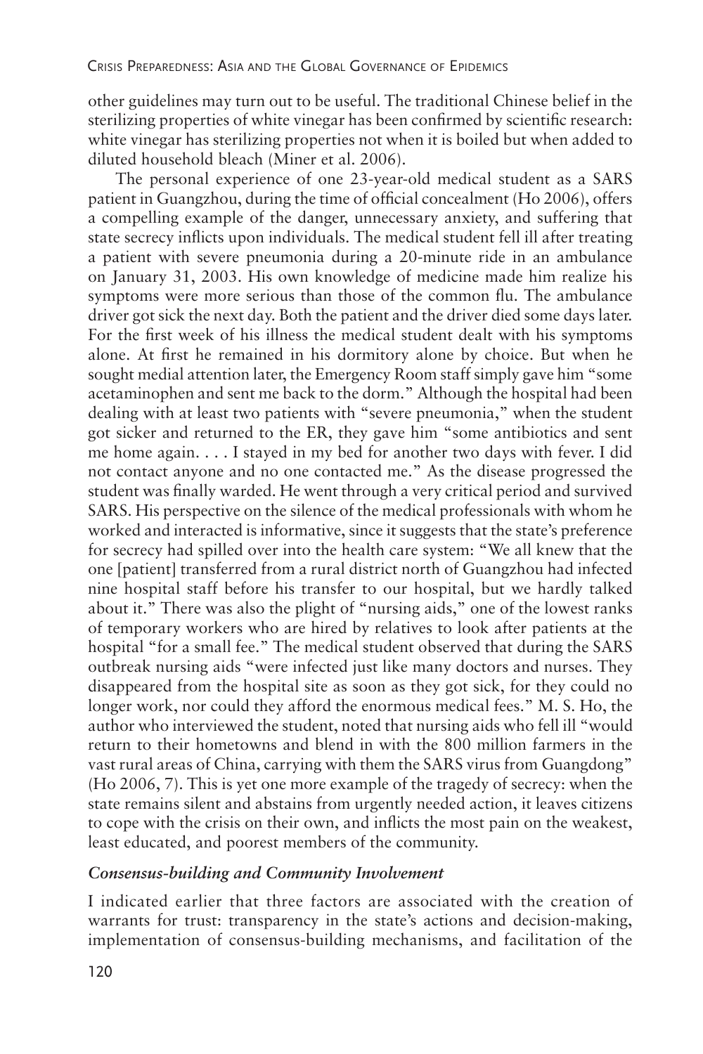other guidelines may turn out to be useful. The traditional Chinese belief in the sterilizing properties of white vinegar has been confirmed by scientific research: white vinegar has sterilizing properties not when it is boiled but when added to diluted household bleach (Miner et al. 2006).

The personal experience of one 23-year-old medical student as a SARS patient in Guangzhou, during the time of official concealment (Ho 2006), offers a compelling example of the danger, unnecessary anxiety, and suffering that state secrecy inflicts upon individuals. The medical student fell ill after treating a patient with severe pneumonia during a 20-minute ride in an ambulance on January 31, 2003. His own knowledge of medicine made him realize his symptoms were more serious than those of the common flu. The ambulance driver got sick the next day. Both the patient and the driver died some days later. For the first week of his illness the medical student dealt with his symptoms alone. At first he remained in his dormitory alone by choice. But when he sought medial attention later, the Emergency Room staff simply gave him "some acetaminophen and sent me back to the dorm." Although the hospital had been dealing with at least two patients with "severe pneumonia," when the student got sicker and returned to the ER, they gave him "some antibiotics and sent me home again. . . . I stayed in my bed for another two days with fever. I did not contact anyone and no one contacted me." As the disease progressed the student was finally warded. He went through a very critical period and survived SARS. His perspective on the silence of the medical professionals with whom he worked and interacted is informative, since it suggests that the state's preference for secrecy had spilled over into the health care system: "We all knew that the one [patient] transferred from a rural district north of Guangzhou had infected nine hospital staff before his transfer to our hospital, but we hardly talked about it." There was also the plight of "nursing aids," one of the lowest ranks of temporary workers who are hired by relatives to look after patients at the hospital "for a small fee." The medical student observed that during the SARS outbreak nursing aids "were infected just like many doctors and nurses. They disappeared from the hospital site as soon as they got sick, for they could no longer work, nor could they afford the enormous medical fees." M. S. Ho, the author who interviewed the student, noted that nursing aids who fell ill "would return to their hometowns and blend in with the 800 million farmers in the vast rural areas of China, carrying with them the SARS virus from Guangdong" (Ho 2006, 7). This is yet one more example of the tragedy of secrecy: when the state remains silent and abstains from urgently needed action, it leaves citizens to cope with the crisis on their own, and inflicts the most pain on the weakest, least educated, and poorest members of the community.

### *Consensus-building and Community Involvement*

I indicated earlier that three factors are associated with the creation of warrants for trust: transparency in the state's actions and decision-making, implementation of consensus-building mechanisms, and facilitation of the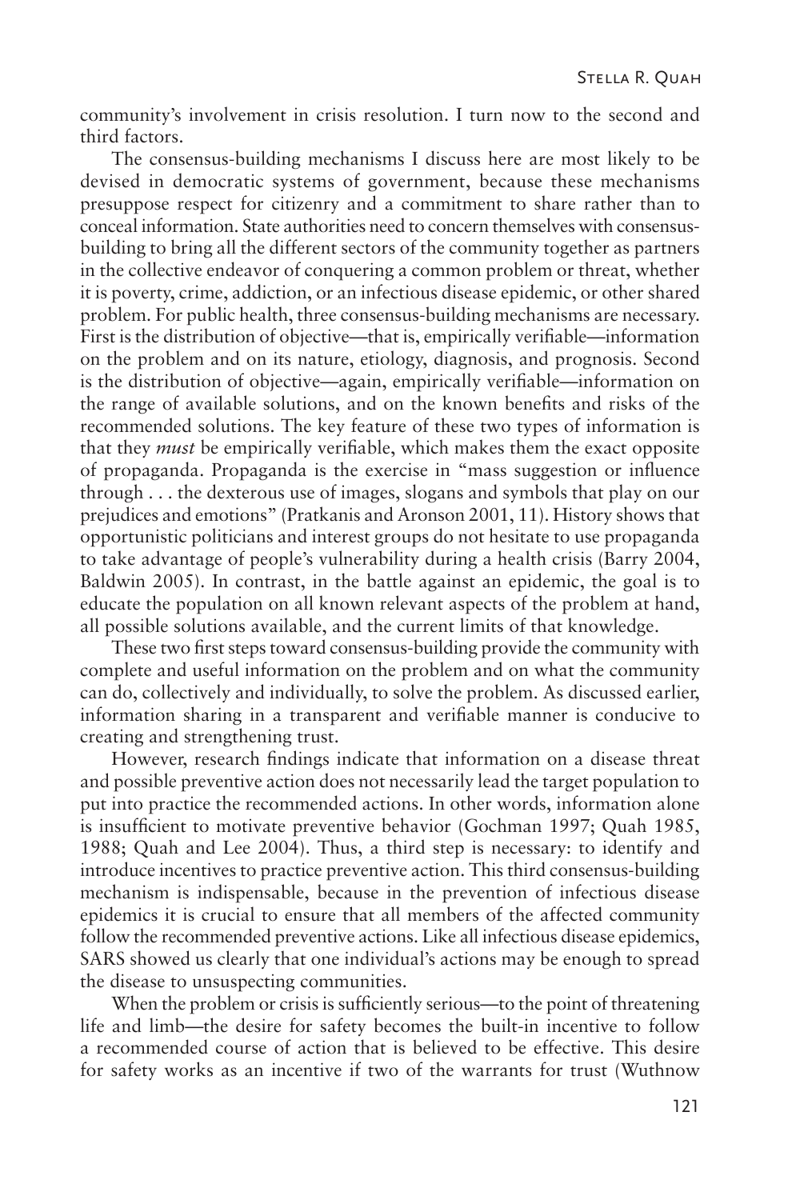community's involvement in crisis resolution. I turn now to the second and third factors.

The consensus-building mechanisms I discuss here are most likely to be devised in democratic systems of government, because these mechanisms presuppose respect for citizenry and a commitment to share rather than to conceal information. State authorities need to concern themselves with consensus-building to bring all the different sectors of the community together as partners in the collective endeavor of conquering a common problem or threat, whether it is poverty, crime, addiction, or an infectious disease epidemic, or other shared problem. For public health, three consensus-building mechanisms are necessary. First is the distribution of objective—that is, empirically verifiable—information on the problem and on its nature, etiology, diagnosis, and prognosis. Second is the distribution of objective—again, empirically verifiable—information on the range of available solutions, and on the known benefits and risks of the recommended solutions. The key feature of these two types of information is that they *must* be empirically verifiable, which makes them the exact opposite of propaganda. Propaganda is the exercise in "mass suggestion or influence through . . . the dexterous use of images, slogans and symbols that play on our prejudices and emotions" (Pratkanis and Aronson 2001, 11). History shows that opportunistic politicians and interest groups do not hesitate to use propaganda to take advantage of people's vulnerability during a health crisis (Barry 2004, Baldwin 2005). In contrast, in the battle against an epidemic, the goal is to educate the population on all known relevant aspects of the problem at hand, all possible solutions available, and the current limits of that knowledge.

These two first steps toward consensus-building provide the community with complete and useful information on the problem and on what the community can do, collectively and individually, to solve the problem. As discussed earlier, information sharing in a transparent and verifiable manner is conducive to creating and strengthening trust.

However, research findings indicate that information on a disease threat and possible preventive action does not necessarily lead the target population to put into practice the recommended actions. In other words, information alone is insufficient to motivate preventive behavior (Gochman 1997; Quah 1985, 1988; Quah and Lee 2004). Thus, a third step is necessary: to identify and introduce incentives to practice preventive action. This third consensus-building mechanism is indispensable, because in the prevention of infectious disease epidemics it is crucial to ensure that all members of the affected community follow the recommended preventive actions. Like all infectious disease epidemics, SARS showed us clearly that one individual's actions may be enough to spread the disease to unsuspecting communities.

When the problem or crisis is sufficiently serious—to the point of threatening life and limb—the desire for safety becomes the built-in incentive to follow a recommended course of action that is believed to be effective. This desire for safety works as an incentive if two of the warrants for trust (Wuthnow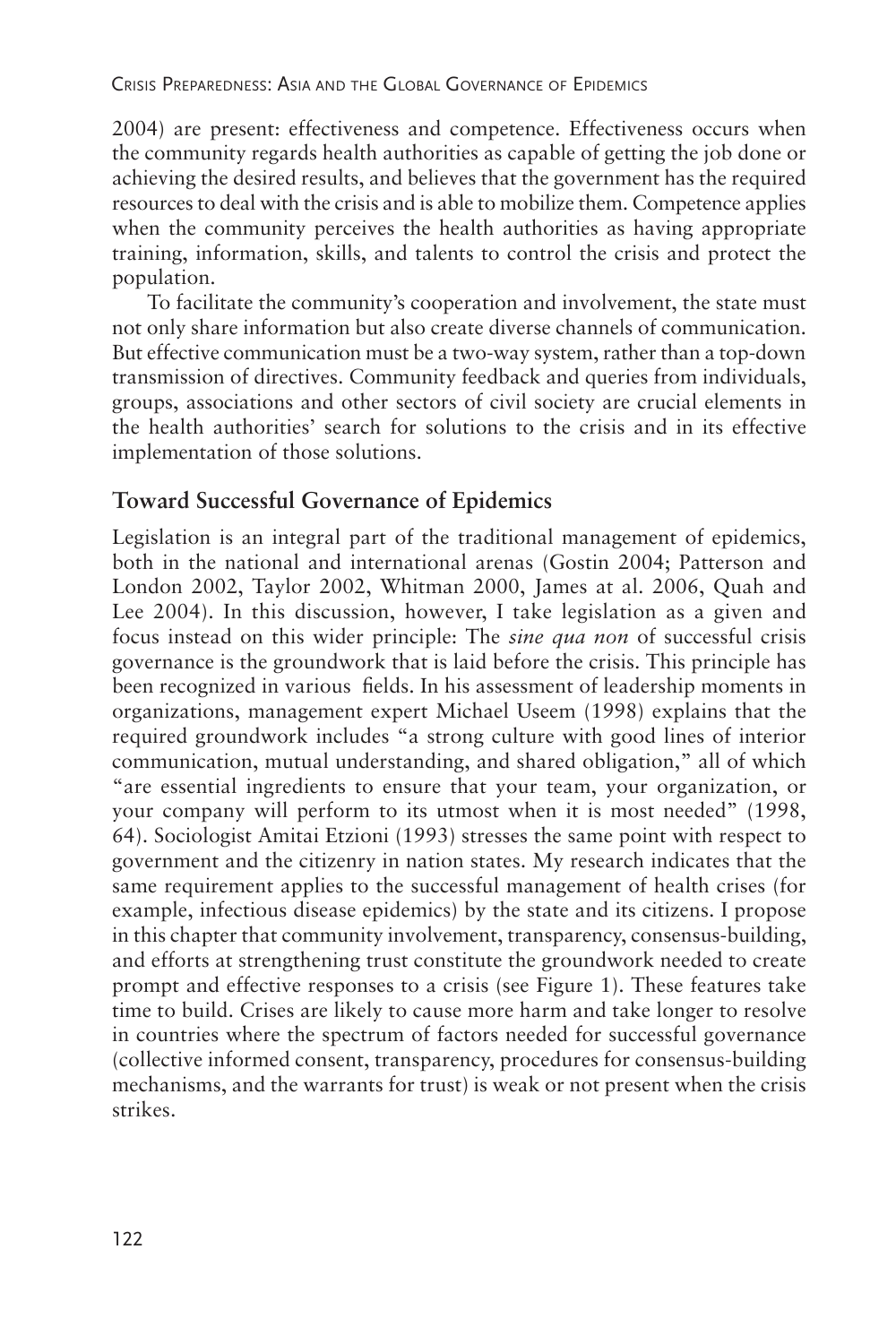2004) are present: effectiveness and competence. Effectiveness occurs when the community regards health authorities as capable of getting the job done or achieving the desired results, and believes that the government has the required resources to deal with the crisis and is able to mobilize them. Competence applies when the community perceives the health authorities as having appropriate training, information, skills, and talents to control the crisis and protect the population.

To facilitate the community's cooperation and involvement, the state must not only share information but also create diverse channels of communication. But effective communication must be a two-way system, rather than a top-down transmission of directives. Community feedback and queries from individuals, groups, associations and other sectors of civil society are crucial elements in the health authorities' search for solutions to the crisis and in its effective implementation of those solutions.

## Toward Successful Governance of Epidemics

Legislation is an integral part of the traditional management of epidemics, both in the national and international arenas (Gostin 2004; Patterson and London 2002, Taylor 2002, Whitman 2000, James at al. 2006, Quah and Lee 2004). In this discussion, however, I take legislation as a given and focus instead on this wider principle: The *sine qua non* of successful crisis governance is the groundwork that is laid before the crisis. This principle has been recognized in various fields. In his assessment of leadership moments in organizations, management expert Michael Useem (1998) explains that the required groundwork includes "a strong culture with good lines of interior communication, mutual understanding, and shared obligation," all of which "are essential ingredients to ensure that your team, your organization, or your company will perform to its utmost when it is most needed" (1998, 64). Sociologist Amitai Etzioni (1993) stresses the same point with respect to government and the citizenry in nation states. My research indicates that the same requirement applies to the successful management of health crises (for example, infectious disease epidemics) by the state and its citizens. I propose in this chapter that community involvement, transparency, consensus-building, and efforts at strengthening trust constitute the groundwork needed to create prompt and effective responses to a crisis (see Figure 1). These features take time to build. Crises are likely to cause more harm and take longer to resolve in countries where the spectrum of factors needed for successful governance (collective informed consent, transparency, procedures for consensus-building mechanisms, and the warrants for trust) is weak or not present when the crisis strikes.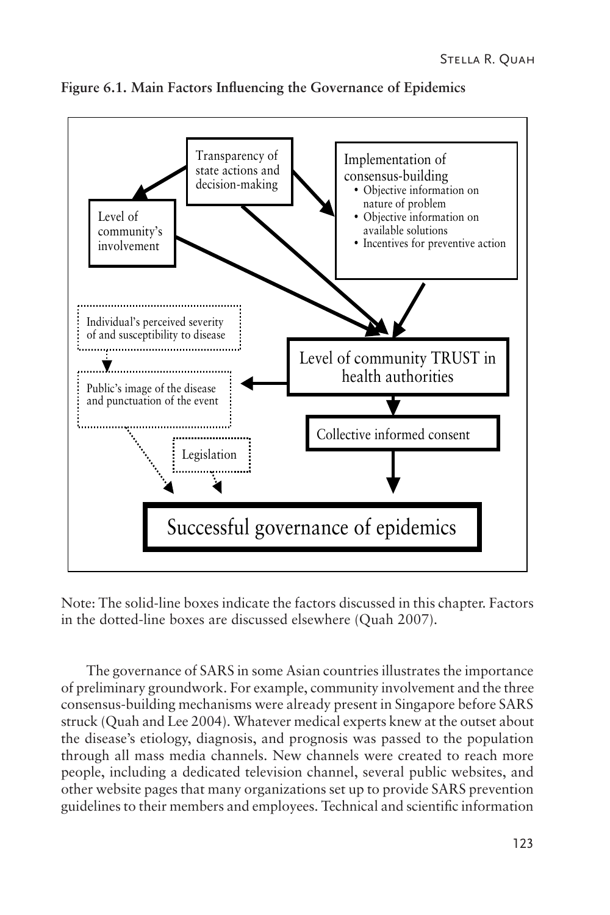**Figure 6.1. Main Factors Influencing the Governance of Epidemics**

Transparency of state actions and decision-making

Level of community's involvement

Implementation of consensus-building
- Objective information on nature of problem
- Objective information on available solutions
- Incentives for preventive action

Individual's perceived severity of and susceptibility to disease

Level of community TRUST in health authorities

Public's image of the disease and punctuation of the event

Collective informed consent

Legislation

Successful governance of epidemics

Note: The solid-line boxes indicate the factors discussed in this chapter. Factors in the dotted-line boxes are discussed elsewhere (Quah 2007).

The governance of SARS in some Asian countries illustrates the importance of preliminary groundwork. For example, community involvement and the three consensus-building mechanisms were already present in Singapore before SARS struck (Quah and Lee 2004). Whatever medical experts knew at the outset about the disease's etiology, diagnosis, and prognosis was passed to the population through all mass media channels. New channels were created to reach more people, including a dedicated television channel, several public websites, and other website pages that many organizations set up to provide SARS prevention guidelines to their members and employees. Technical and scientific information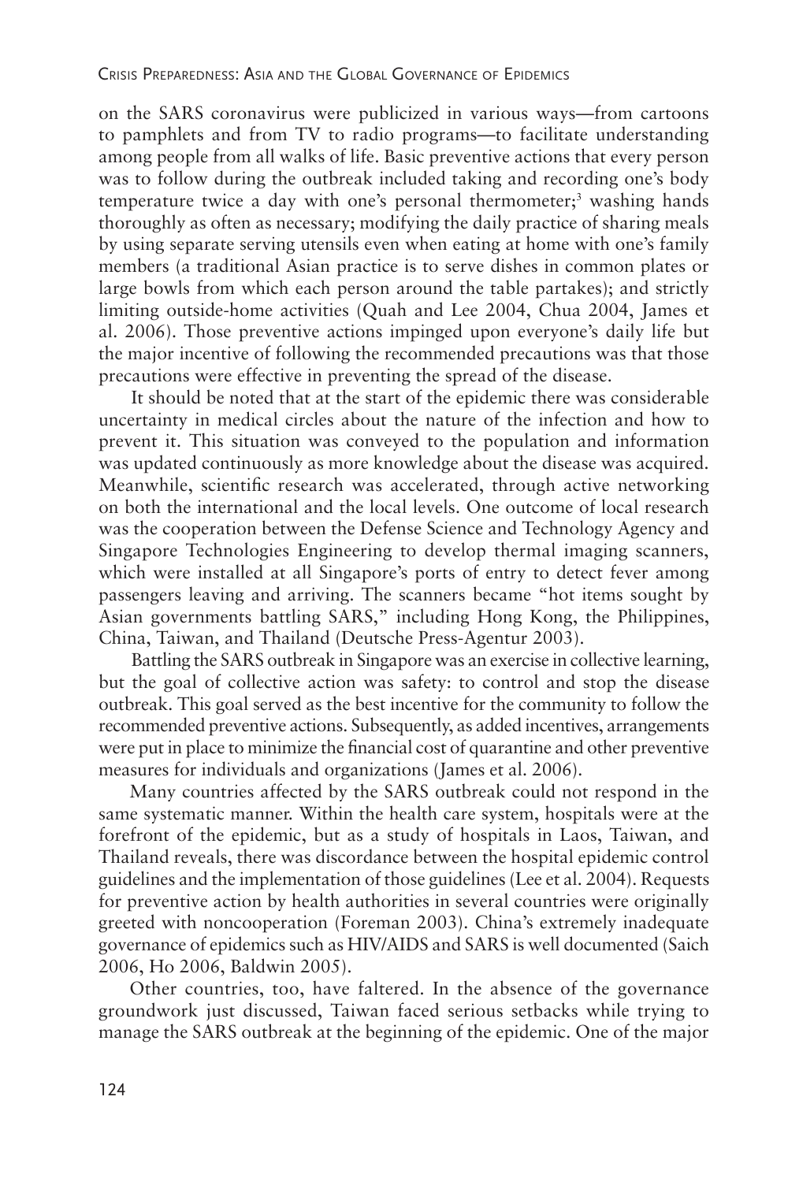on the SARS coronavirus were publicized in various ways—from cartoons to pamphlets and from TV to radio programs—to facilitate understanding among people from all walks of life. Basic preventive actions that every person was to follow during the outbreak included taking and recording one's body temperature twice a day with one's personal thermometer;[3] washing hands thoroughly as often as necessary; modifying the daily practice of sharing meals by using separate serving utensils even when eating at home with one's family members (a traditional Asian practice is to serve dishes in common plates or large bowls from which each person around the table partakes); and strictly limiting outside-home activities (Quah and Lee 2004, Chua 2004, James et al. 2006). Those preventive actions impinged upon everyone's daily life but the major incentive of following the recommended precautions was that those precautions were effective in preventing the spread of the disease.

It should be noted that at the start of the epidemic there was considerable uncertainty in medical circles about the nature of the infection and how to prevent it. This situation was conveyed to the population and information was updated continuously as more knowledge about the disease was acquired. Meanwhile, scientific research was accelerated, through active networking on both the international and the local levels. One outcome of local research was the cooperation between the Defense Science and Technology Agency and Singapore Technologies Engineering to develop thermal imaging scanners, which were installed at all Singapore's ports of entry to detect fever among passengers leaving and arriving. The scanners became "hot items sought by Asian governments battling SARS," including Hong Kong, the Philippines, China, Taiwan, and Thailand (Deutsche Press-Agentur 2003).

Battling the SARS outbreak in Singapore was an exercise in collective learning, but the goal of collective action was safety: to control and stop the disease outbreak. This goal served as the best incentive for the community to follow the recommended preventive actions. Subsequently, as added incentives, arrangements were put in place to minimize the financial cost of quarantine and other preventive measures for individuals and organizations (James et al. 2006).

Many countries affected by the SARS outbreak could not respond in the same systematic manner. Within the health care system, hospitals were at the forefront of the epidemic, but as a study of hospitals in Laos, Taiwan, and Thailand reveals, there was discordance between the hospital epidemic control guidelines and the implementation of those guidelines (Lee et al. 2004). Requests for preventive action by health authorities in several countries were originally greeted with noncooperation (Foreman 2003). China's extremely inadequate governance of epidemics such as HIV/AIDS and SARS is well documented (Saich 2006, Ho 2006, Baldwin 2005).

Other countries, too, have faltered. In the absence of the governance groundwork just discussed, Taiwan faced serious setbacks while trying to manage the SARS outbreak at the beginning of the epidemic. One of the major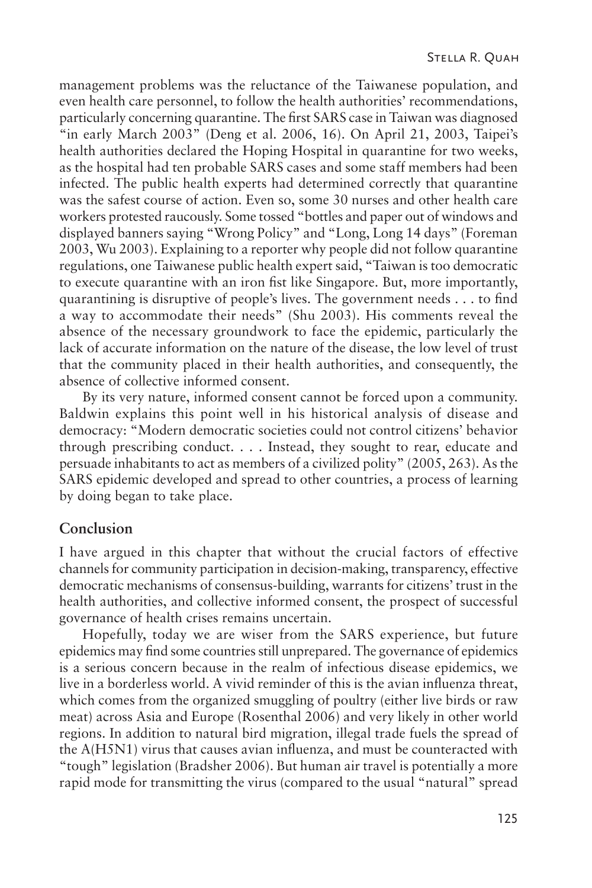management problems was the reluctance of the Taiwanese population, and even health care personnel, to follow the health authorities' recommendations, particularly concerning quarantine. The first SARS case in Taiwan was diagnosed "in early March 2003" (Deng et al. 2006, 16). On April 21, 2003, Taipei's health authorities declared the Hoping Hospital in quarantine for two weeks, as the hospital had ten probable SARS cases and some staff members had been infected. The public health experts had determined correctly that quarantine was the safest course of action. Even so, some 30 nurses and other health care workers protested raucously. Some tossed "bottles and paper out of windows and displayed banners saying "Wrong Policy" and "Long, Long 14 days" (Foreman 2003, Wu 2003). Explaining to a reporter why people did not follow quarantine regulations, one Taiwanese public health expert said, "Taiwan is too democratic to execute quarantine with an iron fist like Singapore. But, more importantly, quarantining is disruptive of people's lives. The government needs . . . to find a way to accommodate their needs" (Shu 2003). His comments reveal the absence of the necessary groundwork to face the epidemic, particularly the lack of accurate information on the nature of the disease, the low level of trust that the community placed in their health authorities, and consequently, the absence of collective informed consent.

By its very nature, informed consent cannot be forced upon a community. Baldwin explains this point well in his historical analysis of disease and democracy: "Modern democratic societies could not control citizens' behavior through prescribing conduct. . . . Instead, they sought to rear, educate and persuade inhabitants to act as members of a civilized polity" (2005, 263). As the SARS epidemic developed and spread to other countries, a process of learning by doing began to take place.

## Conclusion

I have argued in this chapter that without the crucial factors of effective channels for community participation in decision-making, transparency, effective democratic mechanisms of consensus-building, warrants for citizens' trust in the health authorities, and collective informed consent, the prospect of successful governance of health crises remains uncertain.

Hopefully, today we are wiser from the SARS experience, but future epidemics may find some countries still unprepared. The governance of epidemics is a serious concern because in the realm of infectious disease epidemics, we live in a borderless world. A vivid reminder of this is the avian influenza threat, which comes from the organized smuggling of poultry (either live birds or raw meat) across Asia and Europe (Rosenthal 2006) and very likely in other world regions. In addition to natural bird migration, illegal trade fuels the spread of the A(H5N1) virus that causes avian influenza, and must be counteracted with "tough" legislation (Bradsher 2006). But human air travel is potentially a more rapid mode for transmitting the virus (compared to the usual "natural" spread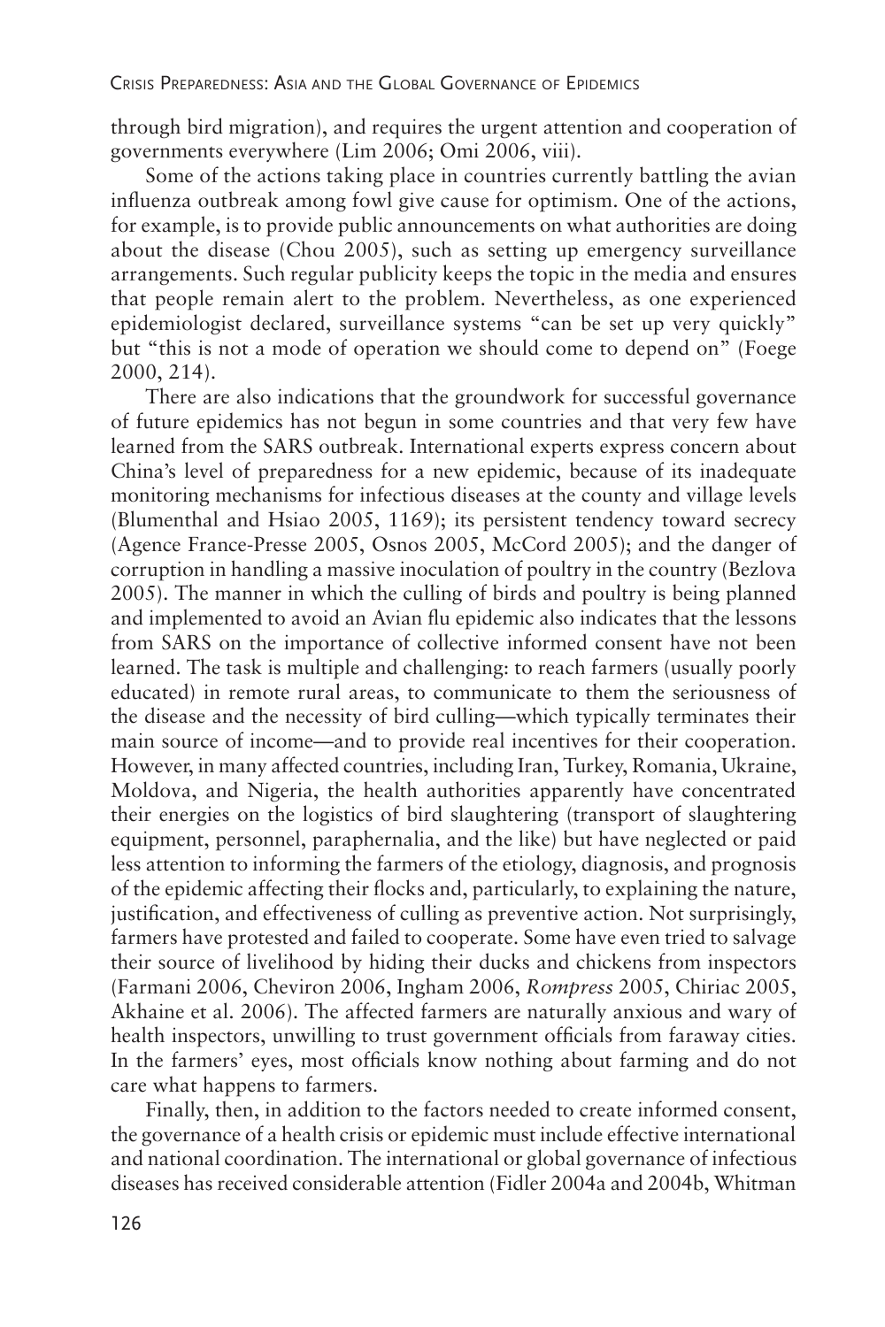through bird migration), and requires the urgent attention and cooperation of governments everywhere (Lim 2006; Omi 2006, viii).

Some of the actions taking place in countries currently battling the avian influenza outbreak among fowl give cause for optimism. One of the actions, for example, is to provide public announcements on what authorities are doing about the disease (Chou 2005), such as setting up emergency surveillance arrangements. Such regular publicity keeps the topic in the media and ensures that people remain alert to the problem. Nevertheless, as one experienced epidemiologist declared, surveillance systems "can be set up very quickly" but "this is not a mode of operation we should come to depend on" (Foege 2000, 214).

There are also indications that the groundwork for successful governance of future epidemics has not begun in some countries and that very few have learned from the SARS outbreak. International experts express concern about China's level of preparedness for a new epidemic, because of its inadequate monitoring mechanisms for infectious diseases at the county and village levels (Blumenthal and Hsiao 2005, 1169); its persistent tendency toward secrecy (Agence France-Presse 2005, Osnos 2005, McCord 2005); and the danger of corruption in handling a massive inoculation of poultry in the country (Bezlova 2005). The manner in which the culling of birds and poultry is being planned and implemented to avoid an Avian flu epidemic also indicates that the lessons from SARS on the importance of collective informed consent have not been learned. The task is multiple and challenging: to reach farmers (usually poorly educated) in remote rural areas, to communicate to them the seriousness of the disease and the necessity of bird culling—which typically terminates their main source of income—and to provide real incentives for their cooperation. However, in many affected countries, including Iran, Turkey, Romania, Ukraine, Moldova, and Nigeria, the health authorities apparently have concentrated their energies on the logistics of bird slaughtering (transport of slaughtering equipment, personnel, paraphernalia, and the like) but have neglected or paid less attention to informing the farmers of the etiology, diagnosis, and prognosis of the epidemic affecting their flocks and, particularly, to explaining the nature, justification, and effectiveness of culling as preventive action. Not surprisingly, farmers have protested and failed to cooperate. Some have even tried to salvage their source of livelihood by hiding their ducks and chickens from inspectors (Farmani 2006, Cheviron 2006, Ingham 2006, *Rompress* 2005, Chiriac 2005, Akhaine et al. 2006). The affected farmers are naturally anxious and wary of health inspectors, unwilling to trust government officials from faraway cities. In the farmers' eyes, most officials know nothing about farming and do not care what happens to farmers.

Finally, then, in addition to the factors needed to create informed consent, the governance of a health crisis or epidemic must include effective international and national coordination. The international or global governance of infectious diseases has received considerable attention (Fidler 2004a and 2004b, Whitman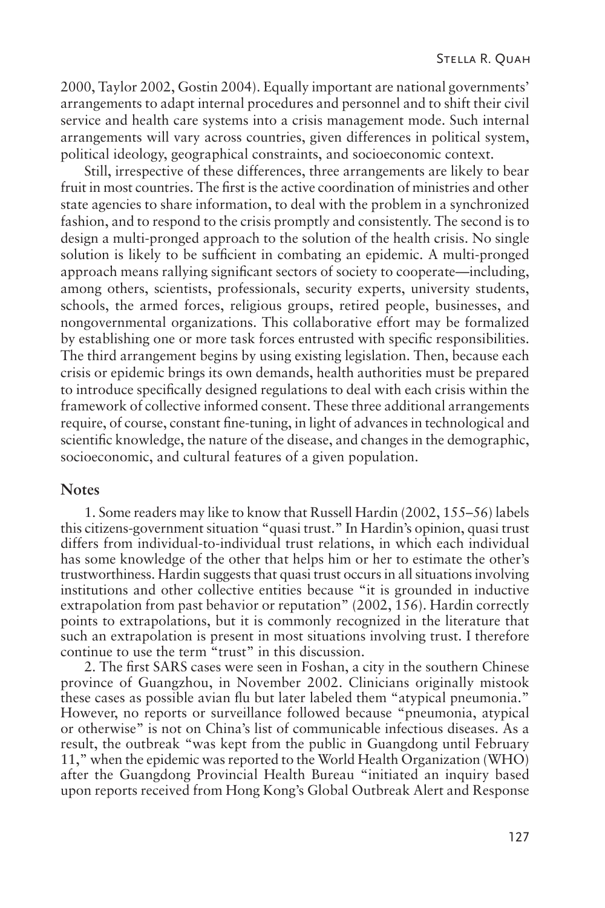2000, Taylor 2002, Gostin 2004). Equally important are national governments' arrangements to adapt internal procedures and personnel and to shift their civil service and health care systems into a crisis management mode. Such internal arrangements will vary across countries, given differences in political system, political ideology, geographical constraints, and socioeconomic context.

Still, irrespective of these differences, three arrangements are likely to bear fruit in most countries. The first is the active coordination of ministries and other state agencies to share information, to deal with the problem in a synchronized fashion, and to respond to the crisis promptly and consistently. The second is to design a multi-pronged approach to the solution of the health crisis. No single solution is likely to be sufficient in combating an epidemic. A multi-pronged approach means rallying significant sectors of society to cooperate—including, among others, scientists, professionals, security experts, university students, schools, the armed forces, religious groups, retired people, businesses, and nongovernmental organizations. This collaborative effort may be formalized by establishing one or more task forces entrusted with specific responsibilities. The third arrangement begins by using existing legislation. Then, because each crisis or epidemic brings its own demands, health authorities must be prepared to introduce specifically designed regulations to deal with each crisis within the framework of collective informed consent. These three additional arrangements require, of course, constant fine-tuning, in light of advances in technological and scientific knowledge, the nature of the disease, and changes in the demographic, socioeconomic, and cultural features of a given population.

## Notes

1. Some readers may like to know that Russell Hardin (2002, 155–56) labels this citizens-government situation "quasi trust." In Hardin's opinion, quasi trust differs from individual-to-individual trust relations, in which each individual has some knowledge of the other that helps him or her to estimate the other's trustworthiness. Hardin suggests that quasi trust occurs in all situations involving institutions and other collective entities because "it is grounded in inductive extrapolation from past behavior or reputation" (2002, 156). Hardin correctly points to extrapolations, but it is commonly recognized in the literature that such an extrapolation is present in most situations involving trust. I therefore continue to use the term "trust" in this discussion.

2. The first SARS cases were seen in Foshan, a city in the southern Chinese province of Guangzhou, in November 2002. Clinicians originally mistook these cases as possible avian flu but later labeled them "atypical pneumonia." However, no reports or surveillance followed because "pneumonia, atypical or otherwise" is not on China's list of communicable infectious diseases. As a result, the outbreak "was kept from the public in Guangdong until February 11," when the epidemic was reported to the World Health Organization (WHO) after the Guangdong Provincial Health Bureau "initiated an inquiry based upon reports received from Hong Kong's Global Outbreak Alert and Response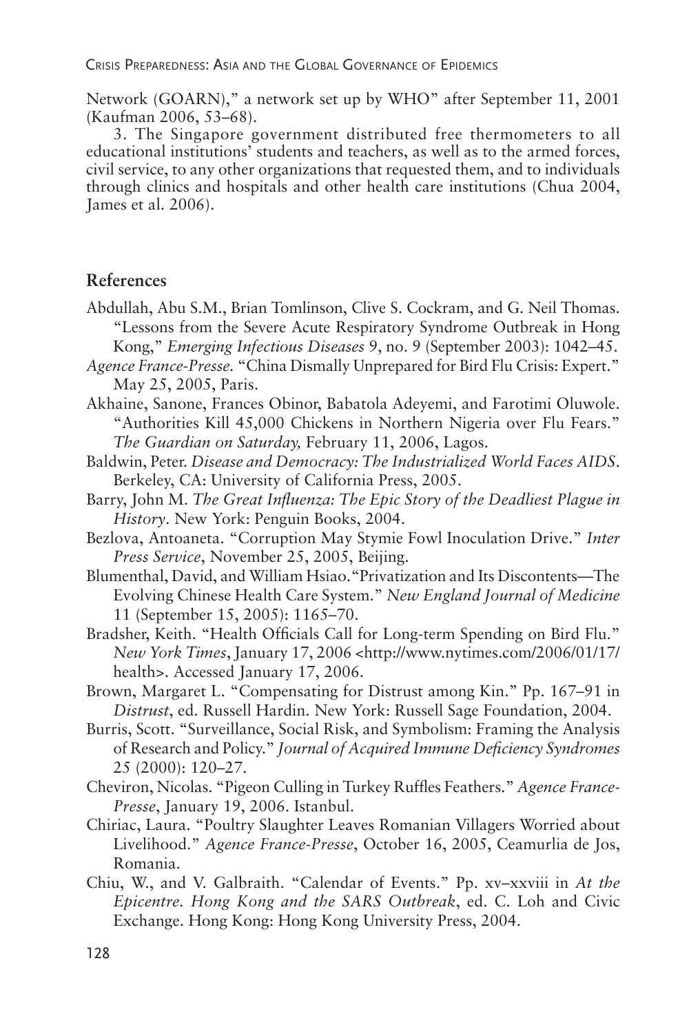Network (GOARN)," a network set up by WHO" after September 11, 2001 (Kaufman 2006, 53–68).

3. The Singapore government distributed free thermometers to all educational institutions' students and teachers, as well as to the armed forces, civil service, to any other organizations that requested them, and to individuals through clinics and hospitals and other health care institutions (Chua 2004, James et al. 2006).

## References

Abdullah, Abu S.M., Brian Tomlinson, Clive S. Cockram, and G. Neil Thomas. "Lessons from the Severe Acute Respiratory Syndrome Outbreak in Hong Kong," *Emerging Infectious Diseases* 9, no. 9 (September 2003): 1042–45.

*Agence France-Presse.* "China Dismally Unprepared for Bird Flu Crisis: Expert." May 25, 2005, Paris.

Akhaine, Sanone, Frances Obinor, Babatola Adeyemi, and Farotimi Oluwole. "Authorities Kill 45,000 Chickens in Northern Nigeria over Flu Fears." *The Guardian on Saturday,* February 11, 2006, Lagos.

Baldwin, Peter. *Disease and Democracy: The Industrialized World Faces AIDS*. Berkeley, CA: University of California Press, 2005.

Barry, John M. *The Great Influenza: The Epic Story of the Deadliest Plague in History*. New York: Penguin Books, 2004.

Bezlova, Antoaneta. "Corruption May Stymie Fowl Inoculation Drive." *Inter Press Service*, November 25, 2005, Beijing.

Blumenthal, David, and William Hsiao."Privatization and Its Discontents—The Evolving Chinese Health Care System." *New England Journal of Medicine* 11 (September 15, 2005): 1165–70.

Bradsher, Keith. "Health Officials Call for Long-term Spending on Bird Flu." *New York Times*, January 17, 2006 <http://www.nytimes.com/2006/01/17/health>. Accessed January 17, 2006.

Brown, Margaret L. "Compensating for Distrust among Kin." Pp. 167–91 in *Distrust*, ed. Russell Hardin. New York: Russell Sage Foundation, 2004.

Burris, Scott. "Surveillance, Social Risk, and Symbolism: Framing the Analysis of Research and Policy." *Journal of Acquired Immune Deficiency Syndromes* 25 (2000): 120–27.

Cheviron, Nicolas. "Pigeon Culling in Turkey Ruffles Feathers." *Agence France-Presse*, January 19, 2006. Istanbul.

Chiriac, Laura. "Poultry Slaughter Leaves Romanian Villagers Worried about Livelihood." *Agence France-Presse*, October 16, 2005, Ceamurlia de Jos, Romania.

Chiu, W., and V. Galbraith. "Calendar of Events." Pp. xv–xxviii in *At the Epicentre. Hong Kong and the SARS Outbreak*, ed. C. Loh and Civic Exchange. Hong Kong: Hong Kong University Press, 2004.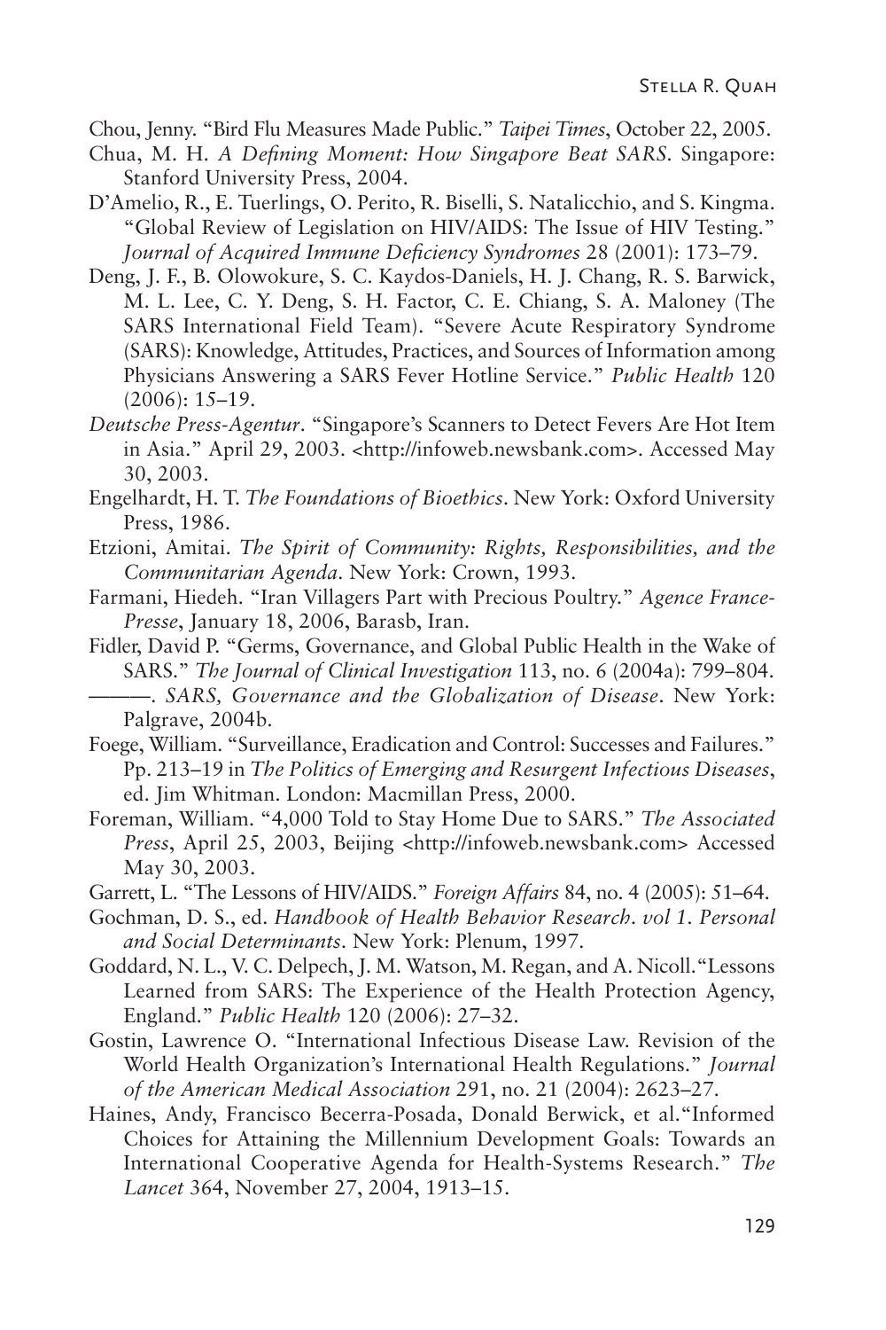Chou, Jenny. "Bird Flu Measures Made Public." *Taipei Times*, October 22, 2005.

Chua, M. H. *A Defining Moment: How Singapore Beat SARS*. Singapore: Stanford University Press, 2004.

D'Amelio, R., E. Tuerlings, O. Perito, R. Biselli, S. Natalicchio, and S. Kingma. "Global Review of Legislation on HIV/AIDS: The Issue of HIV Testing." *Journal of Acquired Immune Deficiency Syndromes* 28 (2001): 173–79.

Deng, J. F., B. Olowokure, S. C. Kaydos-Daniels, H. J. Chang, R. S. Barwick, M. L. Lee, C. Y. Deng, S. H. Factor, C. E. Chiang, S. A. Maloney (The SARS International Field Team). "Severe Acute Respiratory Syndrome (SARS): Knowledge, Attitudes, Practices, and Sources of Information among Physicians Answering a SARS Fever Hotline Service." *Public Health* 120 (2006): 15–19.

*Deutsche Press-Agentur*. "Singapore's Scanners to Detect Fevers Are Hot Item in Asia." April 29, 2003. <http://infoweb.newsbank.com>. Accessed May 30, 2003.

Engelhardt, H. T. *The Foundations of Bioethics*. New York: Oxford University Press, 1986.

Etzioni, Amitai. *The Spirit of Community: Rights, Responsibilities, and the Communitarian Agenda*. New York: Crown, 1993.

Farmani, Hiedeh. "Iran Villagers Part with Precious Poultry." *Agence France-Presse*, January 18, 2006, Barasb, Iran.

Fidler, David P. "Germs, Governance, and Global Public Health in the Wake of SARS." *The Journal of Clinical Investigation* 113, no. 6 (2004a): 799–804.

———. *SARS, Governance and the Globalization of Disease*. New York: Palgrave, 2004b.

Foege, William. "Surveillance, Eradication and Control: Successes and Failures." Pp. 213–19 in *The Politics of Emerging and Resurgent Infectious Diseases*, ed. Jim Whitman. London: Macmillan Press, 2000.

Foreman, William. "4,000 Told to Stay Home Due to SARS." *The Associated Press*, April 25, 2003, Beijing <http://infoweb.newsbank.com> Accessed May 30, 2003.

Garrett, L. "The Lessons of HIV/AIDS." *Foreign Affairs* 84, no. 4 (2005): 51–64.

Gochman, D. S., ed. *Handbook of Health Behavior Research. vol 1. Personal and Social Determinants*. New York: Plenum, 1997.

Goddard, N. L., V. C. Delpech, J. M. Watson, M. Regan, and A. Nicoll. "Lessons Learned from SARS: The Experience of the Health Protection Agency, England." *Public Health* 120 (2006): 27–32.

Gostin, Lawrence O. "International Infectious Disease Law. Revision of the World Health Organization's International Health Regulations." *Journal of the American Medical Association* 291, no. 21 (2004): 2623–27.

Haines, Andy, Francisco Becerra-Posada, Donald Berwick, et al. "Informed Choices for Attaining the Millennium Development Goals: Towards an International Cooperative Agenda for Health-Systems Research." *The Lancet* 364, November 27, 2004, 1913–15.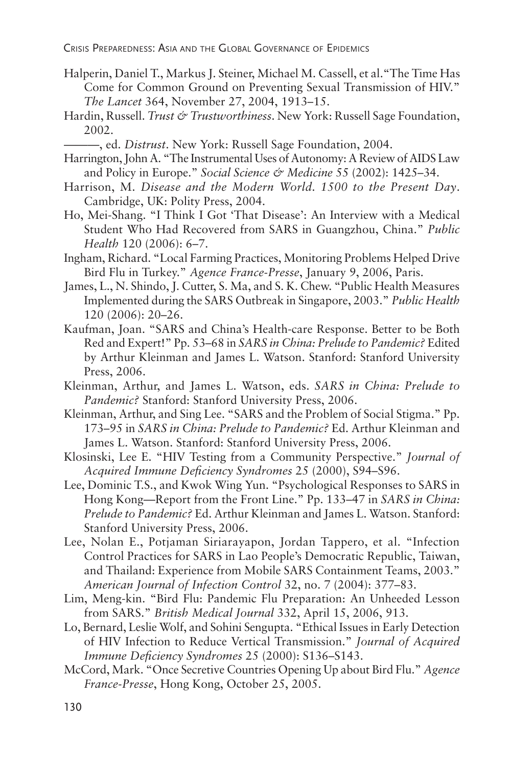Halperin, Daniel T., Markus J. Steiner, Michael M. Cassell, et al. "The Time Has Come for Common Ground on Preventing Sexual Transmission of HIV." *The Lancet* 364, November 27, 2004, 1913–15.

Hardin, Russell. *Trust & Trustworthiness*. New York: Russell Sage Foundation, 2002.

———, ed. *Distrust*. New York: Russell Sage Foundation, 2004.

Harrington, John A. "The Instrumental Uses of Autonomy: A Review of AIDS Law and Policy in Europe." *Social Science & Medicine* 55 (2002): 1425–34.

Harrison, M. *Disease and the Modern World. 1500 to the Present Day*. Cambridge, UK: Polity Press, 2004.

Ho, Mei-Shang. "I Think I Got 'That Disease': An Interview with a Medical Student Who Had Recovered from SARS in Guangzhou, China." *Public Health* 120 (2006): 6–7.

Ingham, Richard. "Local Farming Practices, Monitoring Problems Helped Drive Bird Flu in Turkey." *Agence France-Presse*, January 9, 2006, Paris.

James, L., N. Shindo, J. Cutter, S. Ma, and S. K. Chew. "Public Health Measures Implemented during the SARS Outbreak in Singapore, 2003." *Public Health* 120 (2006): 20–26.

Kaufman, Joan. "SARS and China's Health-care Response. Better to be Both Red and Expert!" Pp. 53–68 in *SARS in China: Prelude to Pandemic?* Edited by Arthur Kleinman and James L. Watson. Stanford: Stanford University Press, 2006.

Kleinman, Arthur, and James L. Watson, eds. *SARS in China: Prelude to Pandemic?* Stanford: Stanford University Press, 2006.

Kleinman, Arthur, and Sing Lee. "SARS and the Problem of Social Stigma." Pp. 173–95 in *SARS in China: Prelude to Pandemic?* Ed. Arthur Kleinman and James L. Watson. Stanford: Stanford University Press, 2006.

Klosinski, Lee E. "HIV Testing from a Community Perspective." *Journal of Acquired Immune Deficiency Syndromes* 25 (2000), S94–S96.

Lee, Dominic T.S., and Kwok Wing Yun. "Psychological Responses to SARS in Hong Kong—Report from the Front Line." Pp. 133–47 in *SARS in China: Prelude to Pandemic?* Ed. Arthur Kleinman and James L. Watson. Stanford: Stanford University Press, 2006.

Lee, Nolan E., Potjaman Siriarayapon, Jordan Tappero, et al. "Infection Control Practices for SARS in Lao People's Democratic Republic, Taiwan, and Thailand: Experience from Mobile SARS Containment Teams, 2003." *American Journal of Infection Control* 32, no. 7 (2004): 377–83.

Lim, Meng-kin. "Bird Flu: Pandemic Flu Preparation: An Unheeded Lesson from SARS." *British Medical Journal* 332, April 15, 2006, 913.

Lo, Bernard, Leslie Wolf, and Sohini Sengupta. "Ethical Issues in Early Detection of HIV Infection to Reduce Vertical Transmission." *Journal of Acquired Immune Deficiency Syndromes* 25 (2000): S136–S143.

McCord, Mark. "Once Secretive Countries Opening Up about Bird Flu." *Agence France-Presse*, Hong Kong, October 25, 2005.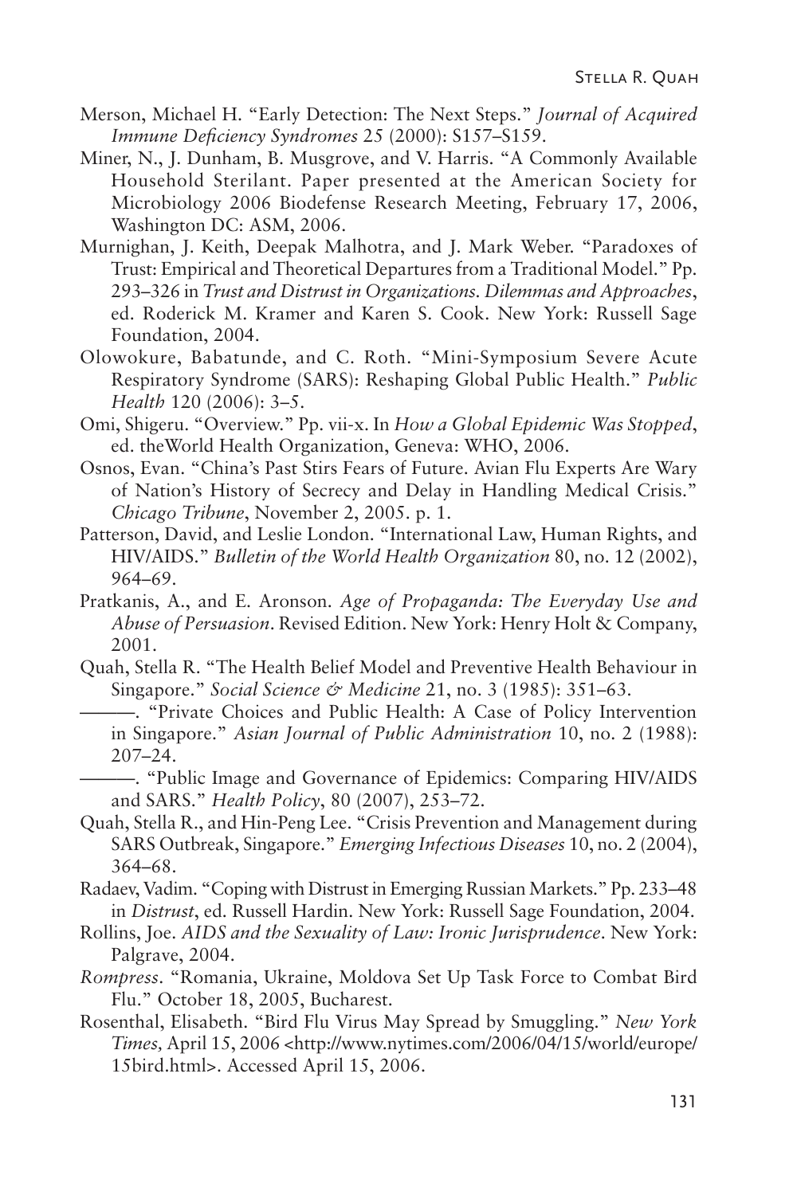Merson, Michael H. "Early Detection: The Next Steps." *Journal of Acquired Immune Deficiency Syndromes* 25 (2000): S157–S159.

Miner, N., J. Dunham, B. Musgrove, and V. Harris. "A Commonly Available Household Sterilant. Paper presented at the American Society for Microbiology 2006 Biodefense Research Meeting, February 17, 2006, Washington DC: ASM, 2006.

Murnighan, J. Keith, Deepak Malhotra, and J. Mark Weber. "Paradoxes of Trust: Empirical and Theoretical Departures from a Traditional Model." Pp. 293–326 in *Trust and Distrust in Organizations. Dilemmas and Approaches*, ed. Roderick M. Kramer and Karen S. Cook. New York: Russell Sage Foundation, 2004.

Olowokure, Babatunde, and C. Roth. "Mini-Symposium Severe Acute Respiratory Syndrome (SARS): Reshaping Global Public Health." *Public Health* 120 (2006): 3–5.

Omi, Shigeru. "Overview." Pp. vii-x. In *How a Global Epidemic Was Stopped*, ed. theWorld Health Organization, Geneva: WHO, 2006.

Osnos, Evan. "China's Past Stirs Fears of Future. Avian Flu Experts Are Wary of Nation's History of Secrecy and Delay in Handling Medical Crisis." *Chicago Tribune*, November 2, 2005. p. 1.

Patterson, David, and Leslie London. "International Law, Human Rights, and HIV/AIDS." *Bulletin of the World Health Organization* 80, no. 12 (2002), 964–69.

Pratkanis, A., and E. Aronson. *Age of Propaganda: The Everyday Use and Abuse of Persuasion*. Revised Edition. New York: Henry Holt & Company, 2001.

Quah, Stella R. "The Health Belief Model and Preventive Health Behaviour in Singapore." *Social Science & Medicine* 21, no. 3 (1985): 351–63.

———. "Private Choices and Public Health: A Case of Policy Intervention in Singapore." *Asian Journal of Public Administration* 10, no. 2 (1988): 207–24.

———. "Public Image and Governance of Epidemics: Comparing HIV/AIDS and SARS." *Health Policy*, 80 (2007), 253–72.

Quah, Stella R., and Hin-Peng Lee. "Crisis Prevention and Management during SARS Outbreak, Singapore." *Emerging Infectious Diseases* 10, no. 2 (2004), 364–68.

Radaev, Vadim. "Coping with Distrust in Emerging Russian Markets." Pp. 233–48 in *Distrust*, ed. Russell Hardin. New York: Russell Sage Foundation, 2004.

Rollins, Joe. *AIDS and the Sexuality of Law: Ironic Jurisprudence*. New York: Palgrave, 2004.

*Rompress*. "Romania, Ukraine, Moldova Set Up Task Force to Combat Bird Flu." October 18, 2005, Bucharest.

Rosenthal, Elisabeth. "Bird Flu Virus May Spread by Smuggling." *New York Times,* April 15, 2006 <http://www.nytimes.com/2006/04/15/world/europe/15bird.html>. Accessed April 15, 2006.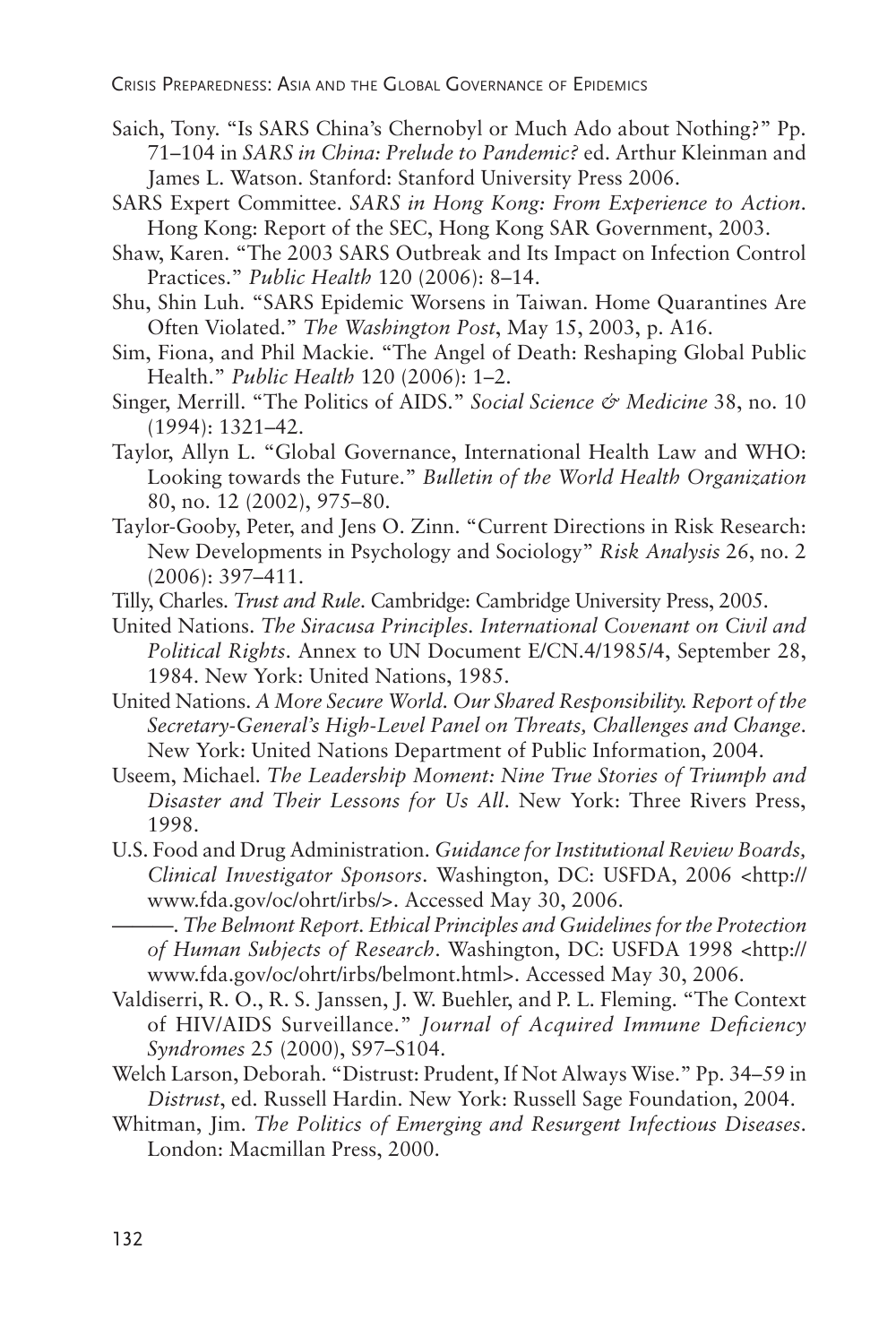Saich, Tony. "Is SARS China's Chernobyl or Much Ado about Nothing?" Pp. 71–104 in *SARS in China: Prelude to Pandemic?* ed. Arthur Kleinman and James L. Watson. Stanford: Stanford University Press 2006.

SARS Expert Committee. *SARS in Hong Kong: From Experience to Action*. Hong Kong: Report of the SEC, Hong Kong SAR Government, 2003.

Shaw, Karen. "The 2003 SARS Outbreak and Its Impact on Infection Control Practices." *Public Health* 120 (2006): 8–14.

Shu, Shin Luh. "SARS Epidemic Worsens in Taiwan. Home Quarantines Are Often Violated." *The Washington Post*, May 15, 2003, p. A16.

Sim, Fiona, and Phil Mackie. "The Angel of Death: Reshaping Global Public Health." *Public Health* 120 (2006): 1–2.

Singer, Merrill. "The Politics of AIDS." *Social Science & Medicine* 38, no. 10 (1994): 1321–42.

Taylor, Allyn L. "Global Governance, International Health Law and WHO: Looking towards the Future." *Bulletin of the World Health Organization* 80, no. 12 (2002), 975–80.

Taylor-Gooby, Peter, and Jens O. Zinn. "Current Directions in Risk Research: New Developments in Psychology and Sociology" *Risk Analysis* 26, no. 2 (2006): 397–411.

Tilly, Charles. *Trust and Rule*. Cambridge: Cambridge University Press, 2005.

United Nations. *The Siracusa Principles. International Covenant on Civil and Political Rights*. Annex to UN Document E/CN.4/1985/4, September 28, 1984. New York: United Nations, 1985.

United Nations. *A More Secure World. Our Shared Responsibility. Report of the Secretary-General's High-Level Panel on Threats, Challenges and Change*. New York: United Nations Department of Public Information, 2004.

Useem, Michael. *The Leadership Moment: Nine True Stories of Triumph and Disaster and Their Lessons for Us All*. New York: Three Rivers Press, 1998.

U.S. Food and Drug Administration. *Guidance for Institutional Review Boards, Clinical Investigator Sponsors*. Washington, DC: USFDA, 2006 <http://www.fda.gov/oc/ohrt/irbs/>. Accessed May 30, 2006.

———. *The Belmont Report. Ethical Principles and Guidelines for the Protection of Human Subjects of Research*. Washington, DC: USFDA 1998 <http://www.fda.gov/oc/ohrt/irbs/belmont.html>. Accessed May 30, 2006.

Valdiserri, R. O., R. S. Janssen, J. W. Buehler, and P. L. Fleming. "The Context of HIV/AIDS Surveillance." *Journal of Acquired Immune Deficiency Syndromes* 25 (2000), S97–S104.

Welch Larson, Deborah. "Distrust: Prudent, If Not Always Wise." Pp. 34–59 in *Distrust*, ed. Russell Hardin. New York: Russell Sage Foundation, 2004.

Whitman, Jim. *The Politics of Emerging and Resurgent Infectious Diseases*. London: Macmillan Press, 2000.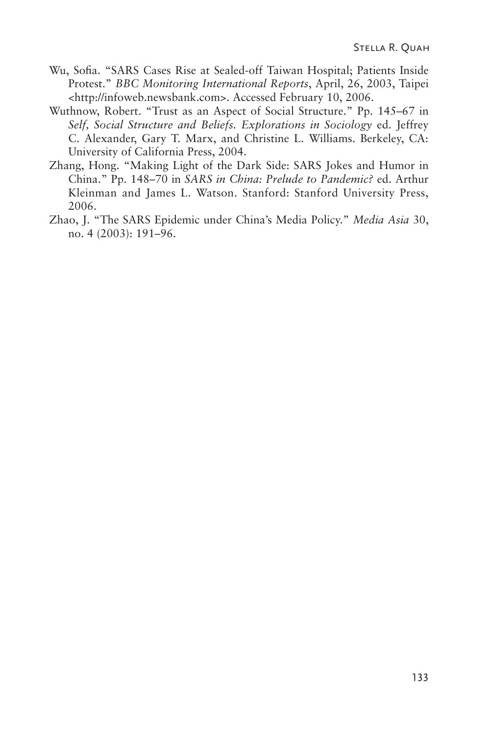Wu, Sofia. "SARS Cases Rise at Sealed-off Taiwan Hospital; Patients Inside Protest." *BBC Monitoring International Reports*, April, 26, 2003, Taipei <http://infoweb.newsbank.com>. Accessed February 10, 2006.

Wuthnow, Robert. "Trust as an Aspect of Social Structure." Pp. 145–67 in *Self, Social Structure and Beliefs. Explorations in Sociology* ed. Jeffrey C. Alexander, Gary T. Marx, and Christine L. Williams. Berkeley, CA: University of California Press, 2004.

Zhang, Hong. "Making Light of the Dark Side: SARS Jokes and Humor in China." Pp. 148–70 in *SARS in China: Prelude to Pandemic?* ed. Arthur Kleinman and James L. Watson. Stanford: Stanford University Press, 2006.

Zhao, J. "The SARS Epidemic under China's Media Policy." *Media Asia* 30, no. 4 (2003): 191–96.